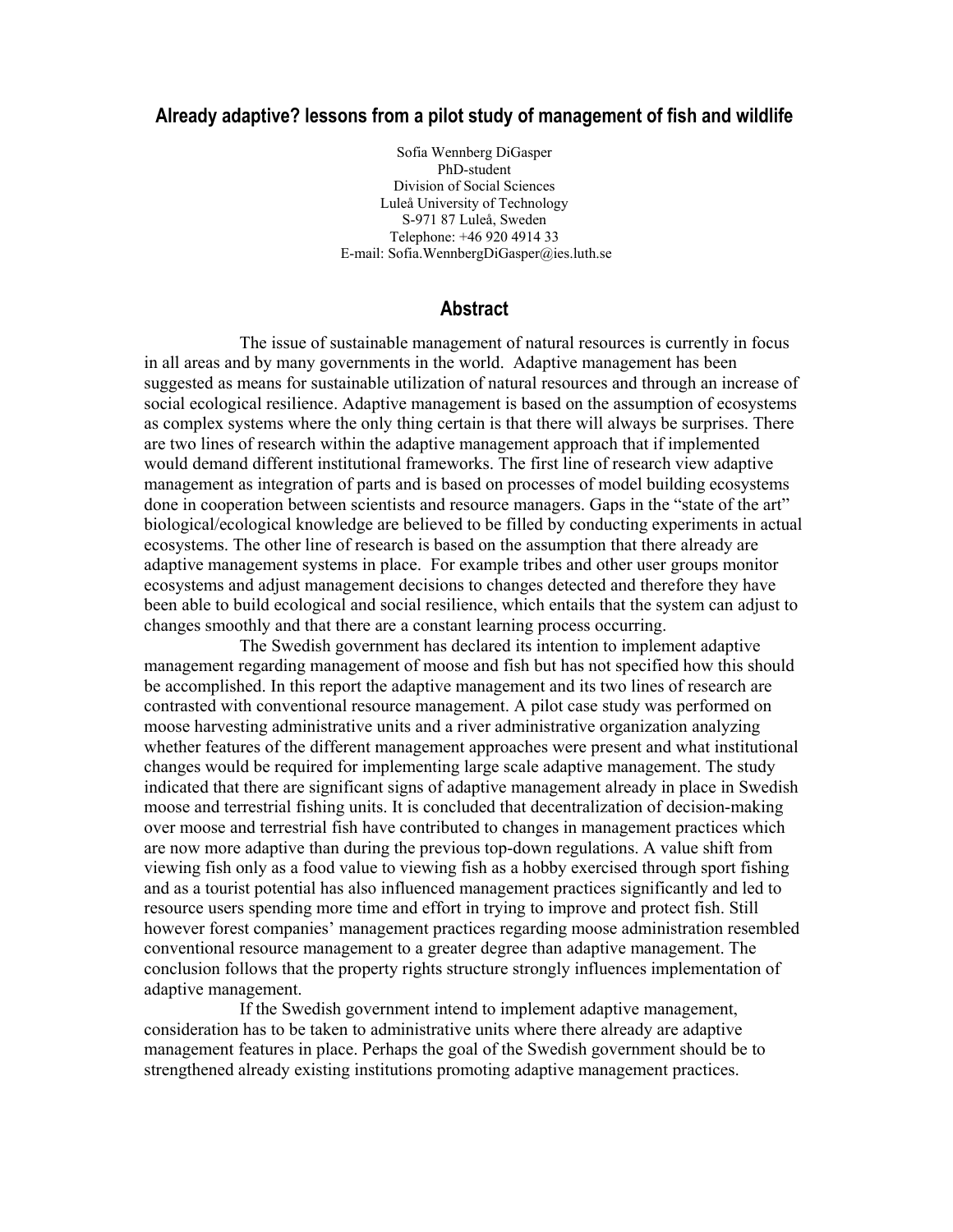## Already adaptive? lessons from a pilot study of management of fish and wildlife

Sofia Wennberg DiGasper
PhD-student
Division of Social Sciences
Luleå University of Technology
S-971 87 Luleå, Sweden
Telephone: +46 920 4914 33
E-mail: Sofia.WennbergDiGasper@ies.luth.se

## Abstract

The issue of sustainable management of natural resources is currently in focus in all areas and by many governments in the world. Adaptive management has been suggested as means for sustainable utilization of natural resources and through an increase of social ecological resilience. Adaptive management is based on the assumption of ecosystems as complex systems where the only thing certain is that there will always be surprises. There are two lines of research within the adaptive management approach that if implemented would demand different institutional frameworks. The first line of research view adaptive management as integration of parts and is based on processes of model building ecosystems done in cooperation between scientists and resource managers. Gaps in the "state of the art" biological/ecological knowledge are believed to be filled by conducting experiments in actual ecosystems. The other line of research is based on the assumption that there already are adaptive management systems in place. For example tribes and other user groups monitor ecosystems and adjust management decisions to changes detected and therefore they have been able to build ecological and social resilience, which entails that the system can adjust to changes smoothly and that there are a constant learning process occurring.

The Swedish government has declared its intention to implement adaptive management regarding management of moose and fish but has not specified how this should be accomplished. In this report the adaptive management and its two lines of research are contrasted with conventional resource management. A pilot case study was performed on moose harvesting administrative units and a river administrative organization analyzing whether features of the different management approaches were present and what institutional changes would be required for implementing large scale adaptive management. The study indicated that there are significant signs of adaptive management already in place in Swedish moose and terrestrial fishing units. It is concluded that decentralization of decision-making over moose and terrestrial fish have contributed to changes in management practices which are now more adaptive than during the previous top-down regulations. A value shift from viewing fish only as a food value to viewing fish as a hobby exercised through sport fishing and as a tourist potential has also influenced management practices significantly and led to resource users spending more time and effort in trying to improve and protect fish. Still however forest companies' management practices regarding moose administration resembled conventional resource management to a greater degree than adaptive management. The conclusion follows that the property rights structure strongly influences implementation of adaptive management.

If the Swedish government intend to implement adaptive management, consideration has to be taken to administrative units where there already are adaptive management features in place. Perhaps the goal of the Swedish government should be to strengthened already existing institutions promoting adaptive management practices.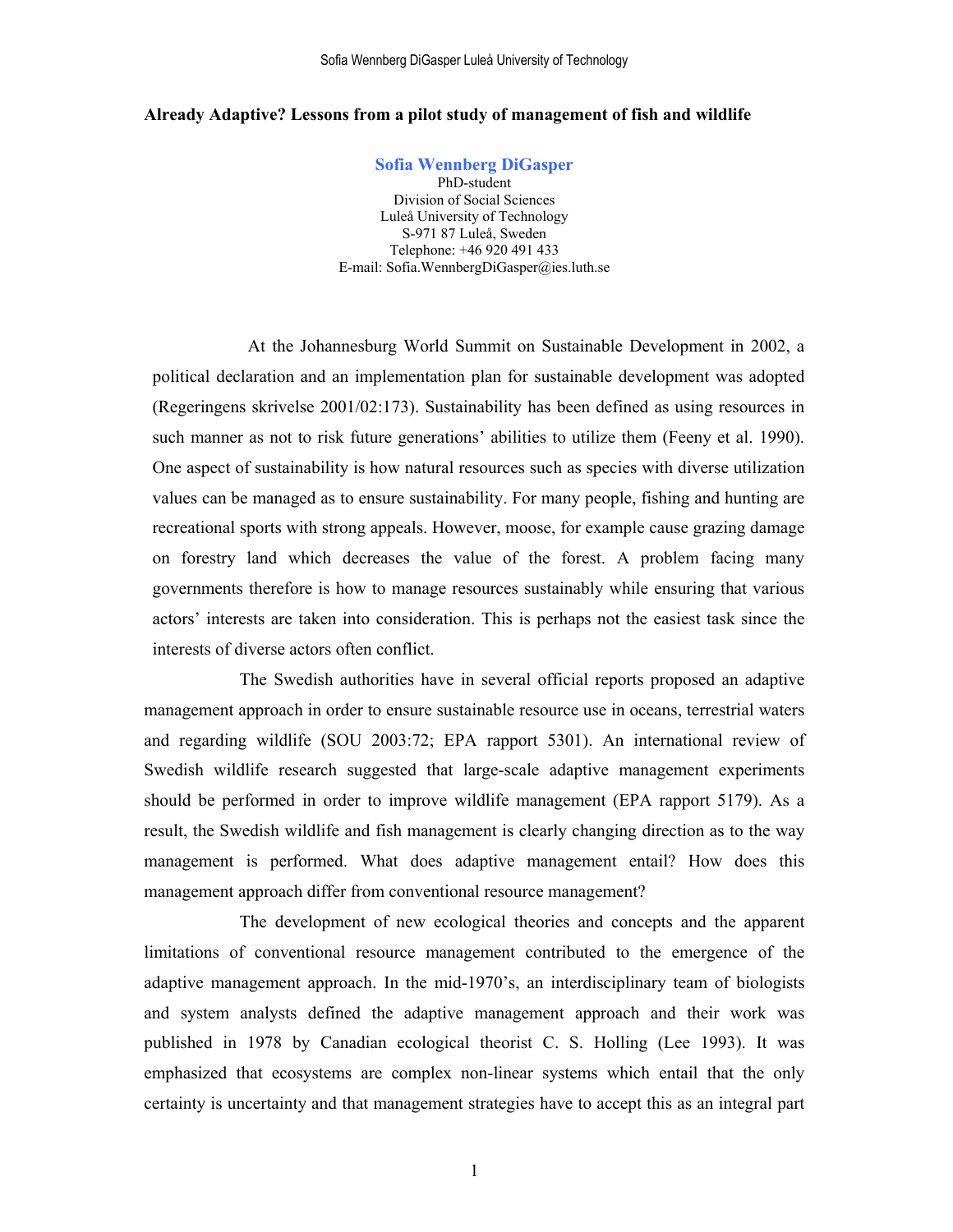**Already Adaptive? Lessons from a pilot study of management of fish and wildlife**

**Sofia Wennberg DiGasper**
PhD-student
Division of Social Sciences
Luleå University of Technology
S-971 87 Luleå, Sweden
Telephone: +46 920 491 433
E-mail: Sofia.WennbergDiGasper@ies.luth.se

At the Johannesburg World Summit on Sustainable Development in 2002, a political declaration and an implementation plan for sustainable development was adopted (Regeringens skrivelse 2001/02:173). Sustainability has been defined as using resources in such manner as not to risk future generations' abilities to utilize them (Feeny et al. 1990). One aspect of sustainability is how natural resources such as species with diverse utilization values can be managed as to ensure sustainability. For many people, fishing and hunting are recreational sports with strong appeals. However, moose, for example cause grazing damage on forestry land which decreases the value of the forest. A problem facing many governments therefore is how to manage resources sustainably while ensuring that various actors' interests are taken into consideration. This is perhaps not the easiest task since the interests of diverse actors often conflict.

The Swedish authorities have in several official reports proposed an adaptive management approach in order to ensure sustainable resource use in oceans, terrestrial waters and regarding wildlife (SOU 2003:72; EPA rapport 5301). An international review of Swedish wildlife research suggested that large-scale adaptive management experiments should be performed in order to improve wildlife management (EPA rapport 5179). As a result, the Swedish wildlife and fish management is clearly changing direction as to the way management is performed. What does adaptive management entail? How does this management approach differ from conventional resource management?

The development of new ecological theories and concepts and the apparent limitations of conventional resource management contributed to the emergence of the adaptive management approach. In the mid-1970's, an interdisciplinary team of biologists and system analysts defined the adaptive management approach and their work was published in 1978 by Canadian ecological theorist C. S. Holling (Lee 1993). It was emphasized that ecosystems are complex non-linear systems which entail that the only certainty is uncertainty and that management strategies have to accept this as an integral part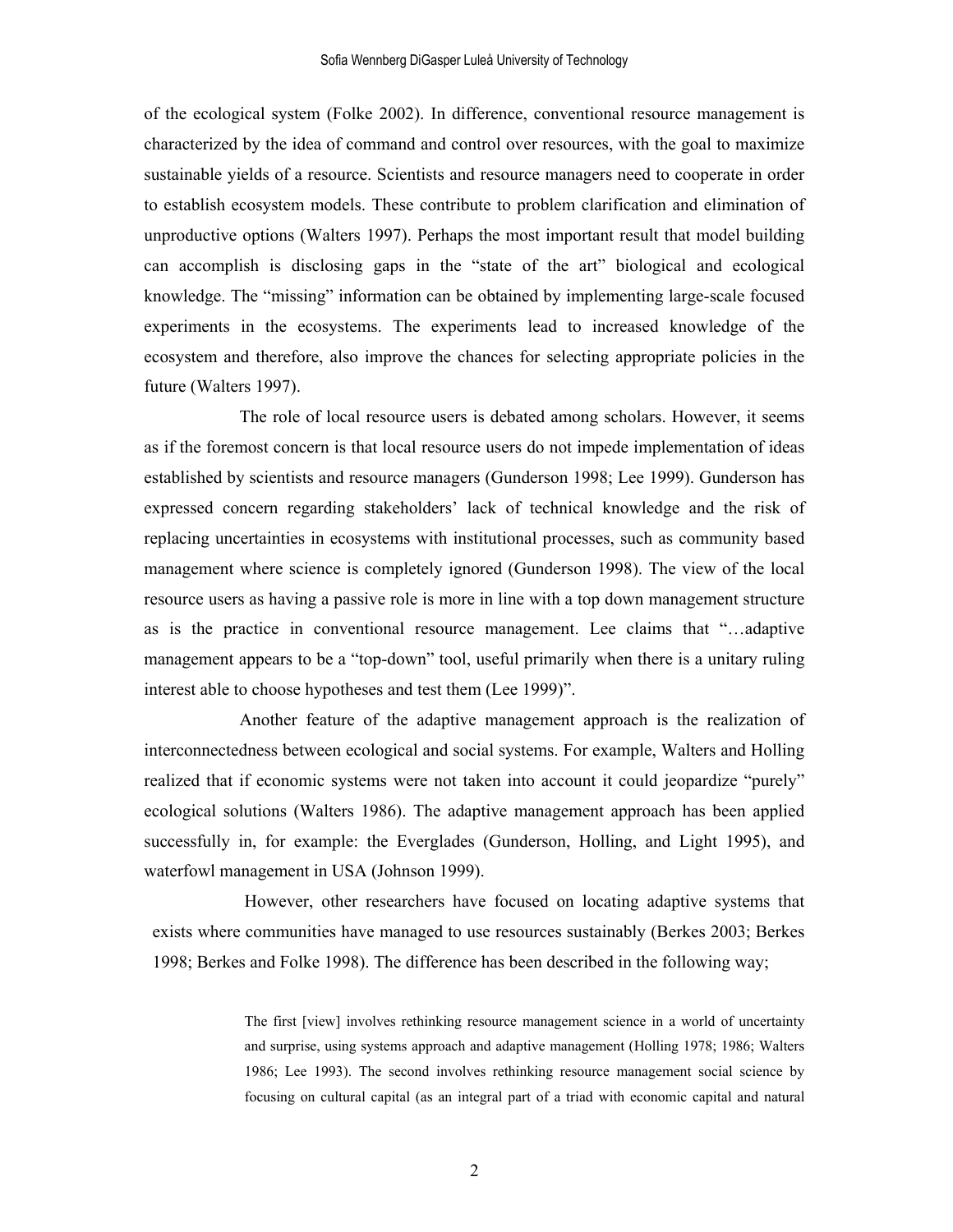of the ecological system (Folke 2002). In difference, conventional resource management is characterized by the idea of command and control over resources, with the goal to maximize sustainable yields of a resource. Scientists and resource managers need to cooperate in order to establish ecosystem models. These contribute to problem clarification and elimination of unproductive options (Walters 1997). Perhaps the most important result that model building can accomplish is disclosing gaps in the "state of the art" biological and ecological knowledge. The "missing" information can be obtained by implementing large-scale focused experiments in the ecosystems. The experiments lead to increased knowledge of the ecosystem and therefore, also improve the chances for selecting appropriate policies in the future (Walters 1997).

The role of local resource users is debated among scholars. However, it seems as if the foremost concern is that local resource users do not impede implementation of ideas established by scientists and resource managers (Gunderson 1998; Lee 1999). Gunderson has expressed concern regarding stakeholders' lack of technical knowledge and the risk of replacing uncertainties in ecosystems with institutional processes, such as community based management where science is completely ignored (Gunderson 1998). The view of the local resource users as having a passive role is more in line with a top down management structure as is the practice in conventional resource management. Lee claims that "…adaptive management appears to be a "top-down" tool, useful primarily when there is a unitary ruling interest able to choose hypotheses and test them (Lee 1999)".

Another feature of the adaptive management approach is the realization of interconnectedness between ecological and social systems. For example, Walters and Holling realized that if economic systems were not taken into account it could jeopardize "purely" ecological solutions (Walters 1986). The adaptive management approach has been applied successfully in, for example: the Everglades (Gunderson, Holling, and Light 1995), and waterfowl management in USA (Johnson 1999).

However, other researchers have focused on locating adaptive systems that exists where communities have managed to use resources sustainably (Berkes 2003; Berkes 1998; Berkes and Folke 1998). The difference has been described in the following way;

> The first [view] involves rethinking resource management science in a world of uncertainty and surprise, using systems approach and adaptive management (Holling 1978; 1986; Walters 1986; Lee 1993). The second involves rethinking resource management social science by focusing on cultural capital (as an integral part of a triad with economic capital and natural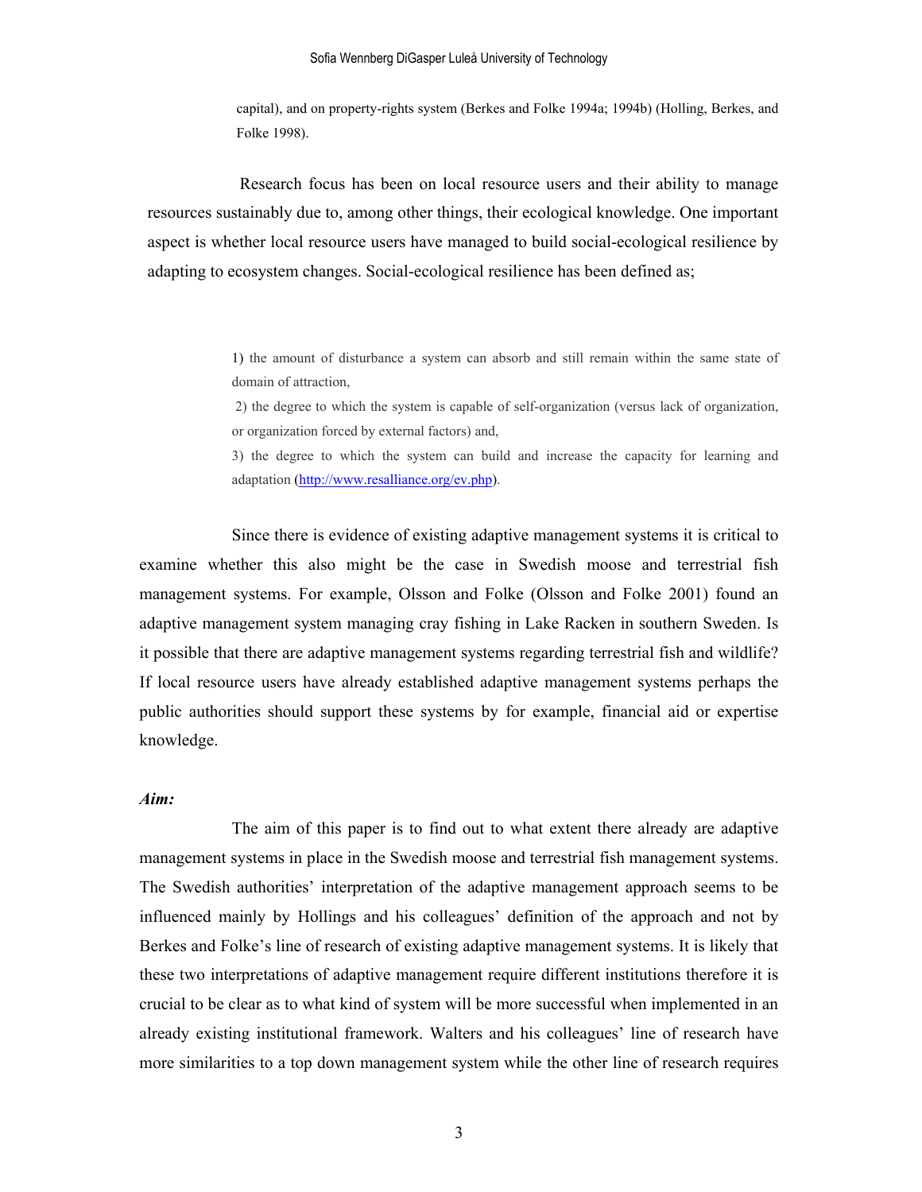capital), and on property-rights system (Berkes and Folke 1994a; 1994b) (Holling, Berkes, and Folke 1998).

Research focus has been on local resource users and their ability to manage resources sustainably due to, among other things, their ecological knowledge. One important aspect is whether local resource users have managed to build social-ecological resilience by adapting to ecosystem changes. Social-ecological resilience has been defined as;

> 1) the amount of disturbance a system can absorb and still remain within the same state of domain of attraction,
>
> 2) the degree to which the system is capable of self-organization (versus lack of organization, or organization forced by external factors) and,
>
> 3) the degree to which the system can build and increase the capacity for learning and adaptation (http://www.resalliance.org/ev.php).

Since there is evidence of existing adaptive management systems it is critical to examine whether this also might be the case in Swedish moose and terrestrial fish management systems. For example, Olsson and Folke (Olsson and Folke 2001) found an adaptive management system managing cray fishing in Lake Racken in southern Sweden. Is it possible that there are adaptive management systems regarding terrestrial fish and wildlife? If local resource users have already established adaptive management systems perhaps the public authorities should support these systems by for example, financial aid or expertise knowledge.

***Aim:***

The aim of this paper is to find out to what extent there already are adaptive management systems in place in the Swedish moose and terrestrial fish management systems. The Swedish authorities' interpretation of the adaptive management approach seems to be influenced mainly by Hollings and his colleagues' definition of the approach and not by Berkes and Folke's line of research of existing adaptive management systems. It is likely that these two interpretations of adaptive management require different institutions therefore it is crucial to be clear as to what kind of system will be more successful when implemented in an already existing institutional framework. Walters and his colleagues' line of research have more similarities to a top down management system while the other line of research requires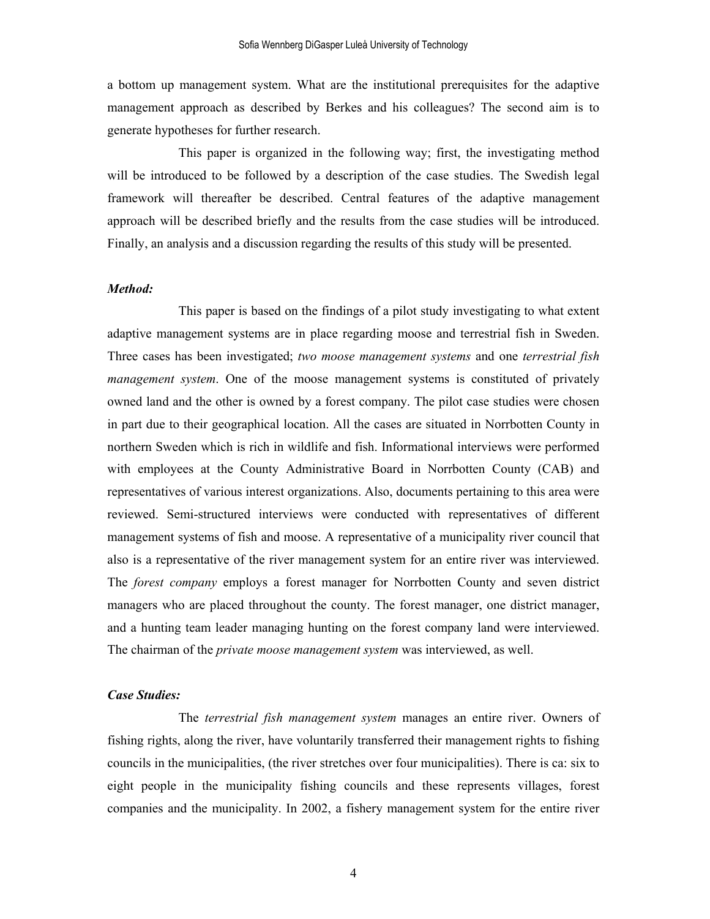a bottom up management system. What are the institutional prerequisites for the adaptive management approach as described by Berkes and his colleagues? The second aim is to generate hypotheses for further research.

This paper is organized in the following way; first, the investigating method will be introduced to be followed by a description of the case studies. The Swedish legal framework will thereafter be described. Central features of the adaptive management approach will be described briefly and the results from the case studies will be introduced. Finally, an analysis and a discussion regarding the results of this study will be presented.

***Method:***

This paper is based on the findings of a pilot study investigating to what extent adaptive management systems are in place regarding moose and terrestrial fish in Sweden. Three cases has been investigated; *two moose management systems* and one *terrestrial fish management system*. One of the moose management systems is constituted of privately owned land and the other is owned by a forest company. The pilot case studies were chosen in part due to their geographical location. All the cases are situated in Norrbotten County in northern Sweden which is rich in wildlife and fish. Informational interviews were performed with employees at the County Administrative Board in Norrbotten County (CAB) and representatives of various interest organizations. Also, documents pertaining to this area were reviewed. Semi-structured interviews were conducted with representatives of different management systems of fish and moose. A representative of a municipality river council that also is a representative of the river management system for an entire river was interviewed. The *forest company* employs a forest manager for Norrbotten County and seven district managers who are placed throughout the county. The forest manager, one district manager, and a hunting team leader managing hunting on the forest company land were interviewed. The chairman of the *private moose management system* was interviewed, as well.

***Case Studies:***

The *terrestrial fish management system* manages an entire river. Owners of fishing rights, along the river, have voluntarily transferred their management rights to fishing councils in the municipalities, (the river stretches over four municipalities). There is ca: six to eight people in the municipality fishing councils and these represents villages, forest companies and the municipality. In 2002, a fishery management system for the entire river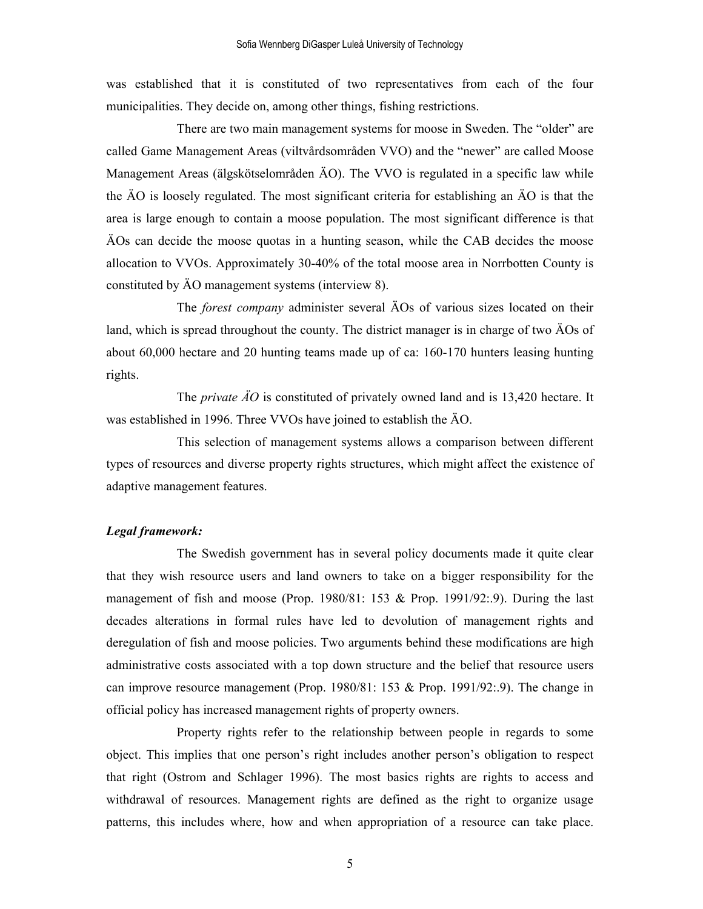was established that it is constituted of two representatives from each of the four municipalities. They decide on, among other things, fishing restrictions.

There are two main management systems for moose in Sweden. The "older" are called Game Management Areas (viltvårdsområden VVO) and the "newer" are called Moose Management Areas (älgskötselområden ÄO). The VVO is regulated in a specific law while the ÄO is loosely regulated. The most significant criteria for establishing an ÄO is that the area is large enough to contain a moose population. The most significant difference is that ÄOs can decide the moose quotas in a hunting season, while the CAB decides the moose allocation to VVOs. Approximately 30-40% of the total moose area in Norrbotten County is constituted by ÄO management systems (interview 8).

The *forest company* administer several ÄOs of various sizes located on their land, which is spread throughout the county. The district manager is in charge of two ÄOs of about 60,000 hectare and 20 hunting teams made up of ca: 160-170 hunters leasing hunting rights.

The *private ÄO* is constituted of privately owned land and is 13,420 hectare. It was established in 1996. Three VVOs have joined to establish the ÄO.

This selection of management systems allows a comparison between different types of resources and diverse property rights structures, which might affect the existence of adaptive management features.

***Legal framework:***

The Swedish government has in several policy documents made it quite clear that they wish resource users and land owners to take on a bigger responsibility for the management of fish and moose (Prop. 1980/81: 153 & Prop. 1991/92:.9). During the last decades alterations in formal rules have led to devolution of management rights and deregulation of fish and moose policies. Two arguments behind these modifications are high administrative costs associated with a top down structure and the belief that resource users can improve resource management (Prop. 1980/81: 153 & Prop. 1991/92:.9). The change in official policy has increased management rights of property owners.

Property rights refer to the relationship between people in regards to some object. This implies that one person's right includes another person's obligation to respect that right (Ostrom and Schlager 1996). The most basics rights are rights to access and withdrawal of resources. Management rights are defined as the right to organize usage patterns, this includes where, how and when appropriation of a resource can take place.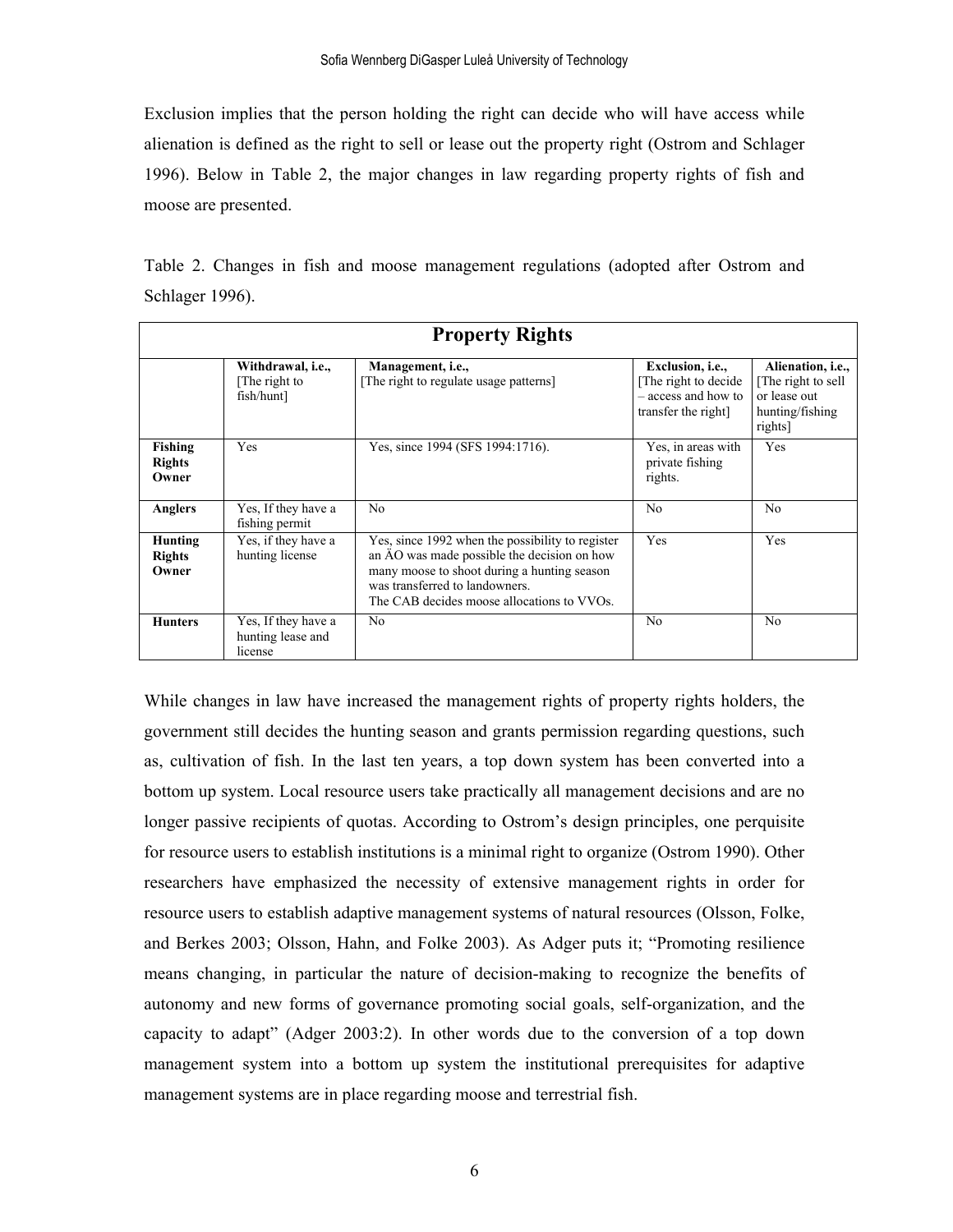Exclusion implies that the person holding the right can decide who will have access while alienation is defined as the right to sell or lease out the property right (Ostrom and Schlager 1996). Below in Table 2, the major changes in law regarding property rights of fish and moose are presented.

Table 2. Changes in fish and moose management regulations (adopted after Ostrom and Schlager 1996).

| **Property Rights** | | | | |
|---|---|---|---|---|
| | **Withdrawal, i.e.,** [The right to fish/hunt] | **Management, i.e.,** [The right to regulate usage patterns] | **Exclusion, i.e.,** [The right to decide – access and how to transfer the right] | **Alienation, i.e.,** [The right to sell or lease out hunting/fishing rights] |
| **Fishing Rights Owner** | Yes | Yes, since 1994 (SFS 1994:1716). | Yes, in areas with private fishing rights. | Yes |
| **Anglers** | Yes, If they have a fishing permit | No | No | No |
| **Hunting Rights Owner** | Yes, if they have a hunting license | Yes, since 1992 when the possibility to register an ÄO was made possible the decision on how many moose to shoot during a hunting season was transferred to landowners. The CAB decides moose allocations to VVOs. | Yes | Yes |
| **Hunters** | Yes, If they have a hunting lease and license | No | No | No |

While changes in law have increased the management rights of property rights holders, the government still decides the hunting season and grants permission regarding questions, such as, cultivation of fish. In the last ten years, a top down system has been converted into a bottom up system. Local resource users take practically all management decisions and are no longer passive recipients of quotas. According to Ostrom's design principles, one perquisite for resource users to establish institutions is a minimal right to organize (Ostrom 1990). Other researchers have emphasized the necessity of extensive management rights in order for resource users to establish adaptive management systems of natural resources (Olsson, Folke, and Berkes 2003; Olsson, Hahn, and Folke 2003). As Adger puts it; "Promoting resilience means changing, in particular the nature of decision-making to recognize the benefits of autonomy and new forms of governance promoting social goals, self-organization, and the capacity to adapt" (Adger 2003:2). In other words due to the conversion of a top down management system into a bottom up system the institutional prerequisites for adaptive management systems are in place regarding moose and terrestrial fish.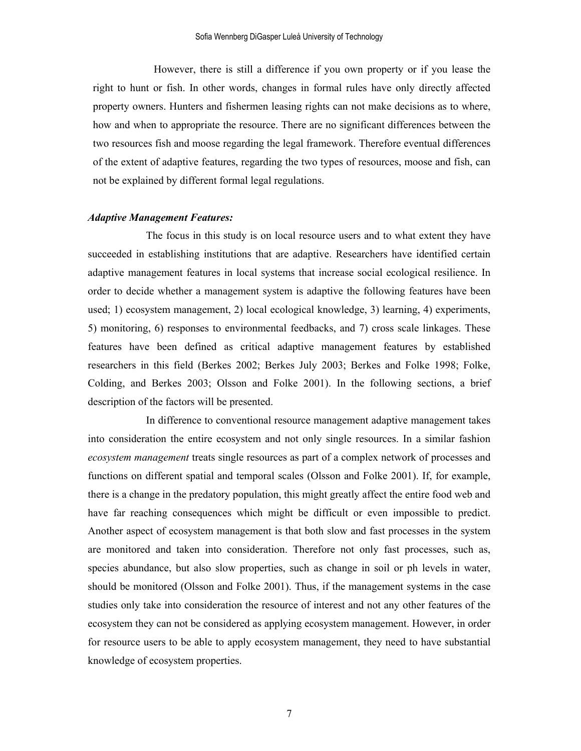However, there is still a difference if you own property or if you lease the right to hunt or fish. In other words, changes in formal rules have only directly affected property owners. Hunters and fishermen leasing rights can not make decisions as to where, how and when to appropriate the resource. There are no significant differences between the two resources fish and moose regarding the legal framework. Therefore eventual differences of the extent of adaptive features, regarding the two types of resources, moose and fish, can not be explained by different formal legal regulations.

***Adaptive Management Features:***

The focus in this study is on local resource users and to what extent they have succeeded in establishing institutions that are adaptive. Researchers have identified certain adaptive management features in local systems that increase social ecological resilience. In order to decide whether a management system is adaptive the following features have been used; 1) ecosystem management, 2) local ecological knowledge, 3) learning, 4) experiments, 5) monitoring, 6) responses to environmental feedbacks, and 7) cross scale linkages. These features have been defined as critical adaptive management features by established researchers in this field (Berkes 2002; Berkes July 2003; Berkes and Folke 1998; Folke, Colding, and Berkes 2003; Olsson and Folke 2001). In the following sections, a brief description of the factors will be presented.

In difference to conventional resource management adaptive management takes into consideration the entire ecosystem and not only single resources. In a similar fashion *ecosystem management* treats single resources as part of a complex network of processes and functions on different spatial and temporal scales (Olsson and Folke 2001). If, for example, there is a change in the predatory population, this might greatly affect the entire food web and have far reaching consequences which might be difficult or even impossible to predict. Another aspect of ecosystem management is that both slow and fast processes in the system are monitored and taken into consideration. Therefore not only fast processes, such as, species abundance, but also slow properties, such as change in soil or ph levels in water, should be monitored (Olsson and Folke 2001). Thus, if the management systems in the case studies only take into consideration the resource of interest and not any other features of the ecosystem they can not be considered as applying ecosystem management. However, in order for resource users to be able to apply ecosystem management, they need to have substantial knowledge of ecosystem properties.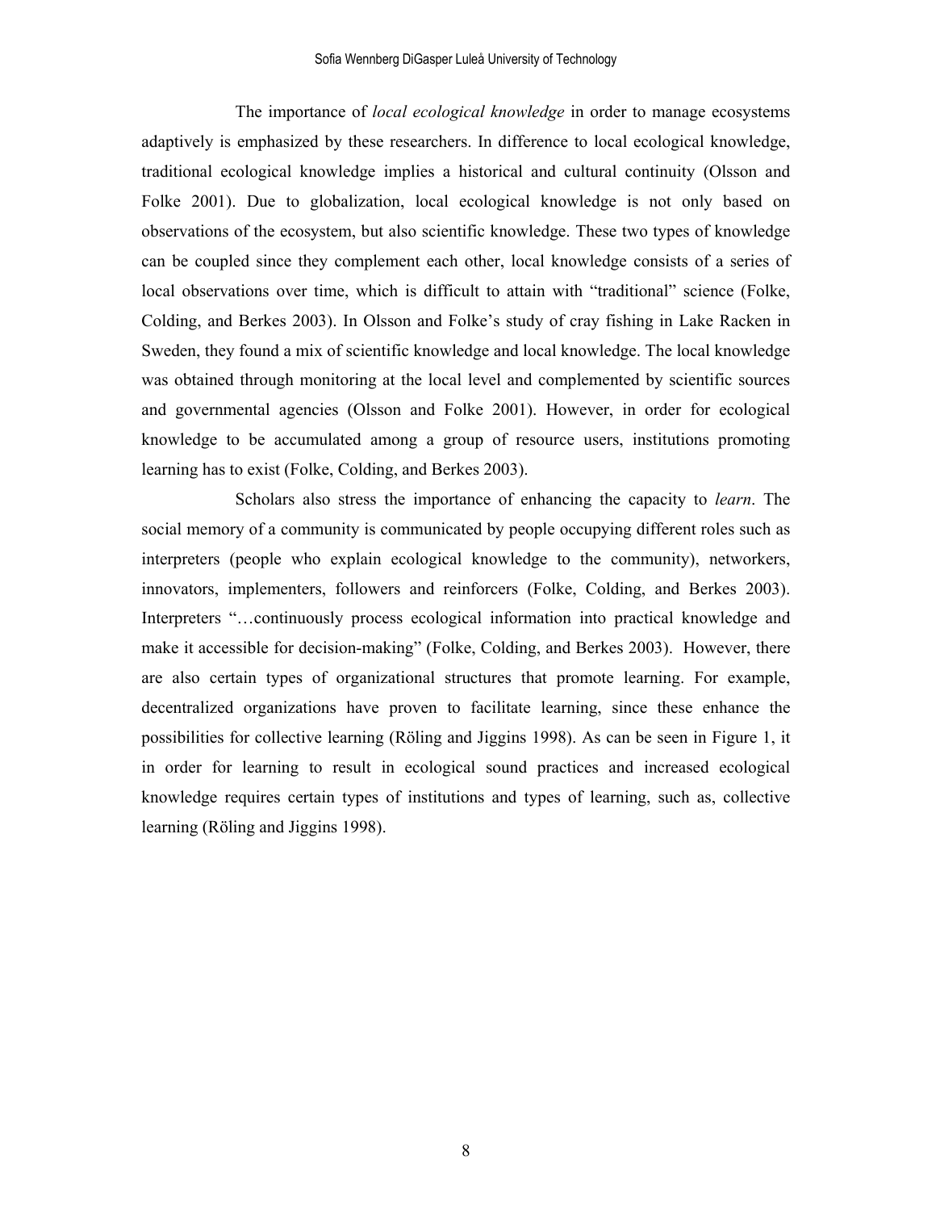The importance of *local ecological knowledge* in order to manage ecosystems adaptively is emphasized by these researchers. In difference to local ecological knowledge, traditional ecological knowledge implies a historical and cultural continuity (Olsson and Folke 2001). Due to globalization, local ecological knowledge is not only based on observations of the ecosystem, but also scientific knowledge. These two types of knowledge can be coupled since they complement each other, local knowledge consists of a series of local observations over time, which is difficult to attain with "traditional" science (Folke, Colding, and Berkes 2003). In Olsson and Folke's study of cray fishing in Lake Racken in Sweden, they found a mix of scientific knowledge and local knowledge. The local knowledge was obtained through monitoring at the local level and complemented by scientific sources and governmental agencies (Olsson and Folke 2001). However, in order for ecological knowledge to be accumulated among a group of resource users, institutions promoting learning has to exist (Folke, Colding, and Berkes 2003).

Scholars also stress the importance of enhancing the capacity to *learn*. The social memory of a community is communicated by people occupying different roles such as interpreters (people who explain ecological knowledge to the community), networkers, innovators, implementers, followers and reinforcers (Folke, Colding, and Berkes 2003). Interpreters "…continuously process ecological information into practical knowledge and make it accessible for decision-making" (Folke, Colding, and Berkes 2003). However, there are also certain types of organizational structures that promote learning. For example, decentralized organizations have proven to facilitate learning, since these enhance the possibilities for collective learning (Röling and Jiggins 1998). As can be seen in Figure 1, it in order for learning to result in ecological sound practices and increased ecological knowledge requires certain types of institutions and types of learning, such as, collective learning (Röling and Jiggins 1998).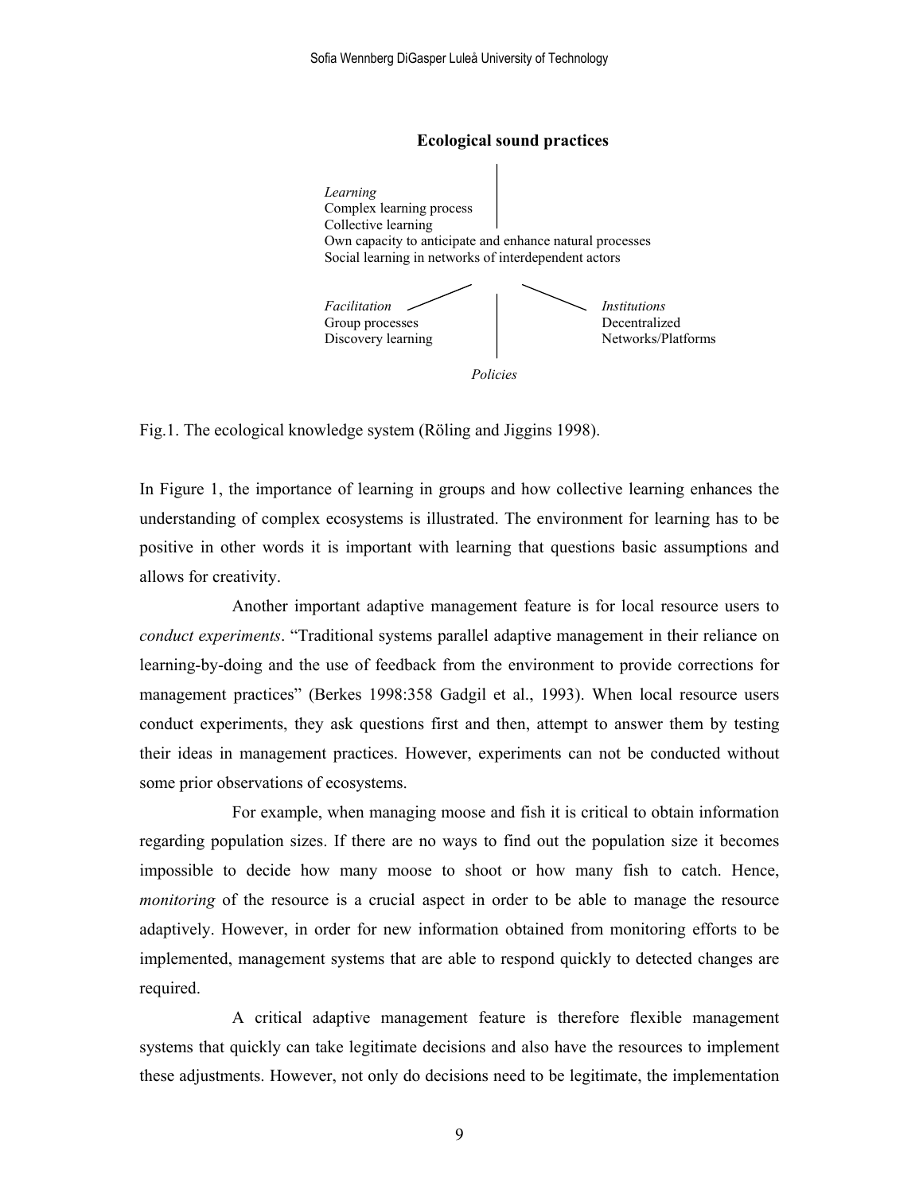**Ecological sound practices**

*Learning*
Complex learning process
Collective learning
Own capacity to anticipate and enhance natural processes
Social learning in networks of interdependent actors

*Facilitation*
Group processes
Discovery learning

*Institutions*
Decentralized
Networks/Platforms

*Policies*

Fig.1. The ecological knowledge system (Röling and Jiggins 1998).

In Figure 1, the importance of learning in groups and how collective learning enhances the understanding of complex ecosystems is illustrated. The environment for learning has to be positive in other words it is important with learning that questions basic assumptions and allows for creativity.

Another important adaptive management feature is for local resource users to *conduct experiments*. "Traditional systems parallel adaptive management in their reliance on learning-by-doing and the use of feedback from the environment to provide corrections for management practices" (Berkes 1998:358 Gadgil et al., 1993). When local resource users conduct experiments, they ask questions first and then, attempt to answer them by testing their ideas in management practices. However, experiments can not be conducted without some prior observations of ecosystems.

For example, when managing moose and fish it is critical to obtain information regarding population sizes. If there are no ways to find out the population size it becomes impossible to decide how many moose to shoot or how many fish to catch. Hence, *monitoring* of the resource is a crucial aspect in order to be able to manage the resource adaptively. However, in order for new information obtained from monitoring efforts to be implemented, management systems that are able to respond quickly to detected changes are required.

A critical adaptive management feature is therefore flexible management systems that quickly can take legitimate decisions and also have the resources to implement these adjustments. However, not only do decisions need to be legitimate, the implementation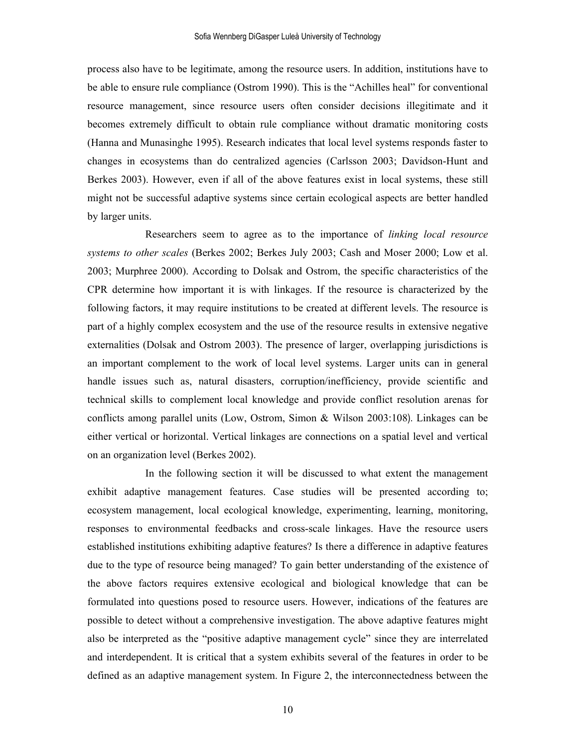process also have to be legitimate, among the resource users. In addition, institutions have to be able to ensure rule compliance (Ostrom 1990). This is the "Achilles heal" for conventional resource management, since resource users often consider decisions illegitimate and it becomes extremely difficult to obtain rule compliance without dramatic monitoring costs (Hanna and Munasinghe 1995). Research indicates that local level systems responds faster to changes in ecosystems than do centralized agencies (Carlsson 2003; Davidson-Hunt and Berkes 2003). However, even if all of the above features exist in local systems, these still might not be successful adaptive systems since certain ecological aspects are better handled by larger units.

Researchers seem to agree as to the importance of *linking local resource systems to other scales* (Berkes 2002; Berkes July 2003; Cash and Moser 2000; Low et al. 2003; Murphree 2000). According to Dolsak and Ostrom, the specific characteristics of the CPR determine how important it is with linkages. If the resource is characterized by the following factors, it may require institutions to be created at different levels. The resource is part of a highly complex ecosystem and the use of the resource results in extensive negative externalities (Dolsak and Ostrom 2003). The presence of larger, overlapping jurisdictions is an important complement to the work of local level systems. Larger units can in general handle issues such as, natural disasters, corruption/inefficiency, provide scientific and technical skills to complement local knowledge and provide conflict resolution arenas for conflicts among parallel units (Low, Ostrom, Simon & Wilson 2003:108). Linkages can be either vertical or horizontal. Vertical linkages are connections on a spatial level and vertical on an organization level (Berkes 2002).

In the following section it will be discussed to what extent the management exhibit adaptive management features. Case studies will be presented according to; ecosystem management, local ecological knowledge, experimenting, learning, monitoring, responses to environmental feedbacks and cross-scale linkages. Have the resource users established institutions exhibiting adaptive features? Is there a difference in adaptive features due to the type of resource being managed? To gain better understanding of the existence of the above factors requires extensive ecological and biological knowledge that can be formulated into questions posed to resource users. However, indications of the features are possible to detect without a comprehensive investigation. The above adaptive features might also be interpreted as the "positive adaptive management cycle" since they are interrelated and interdependent. It is critical that a system exhibits several of the features in order to be defined as an adaptive management system. In Figure 2, the interconnectedness between the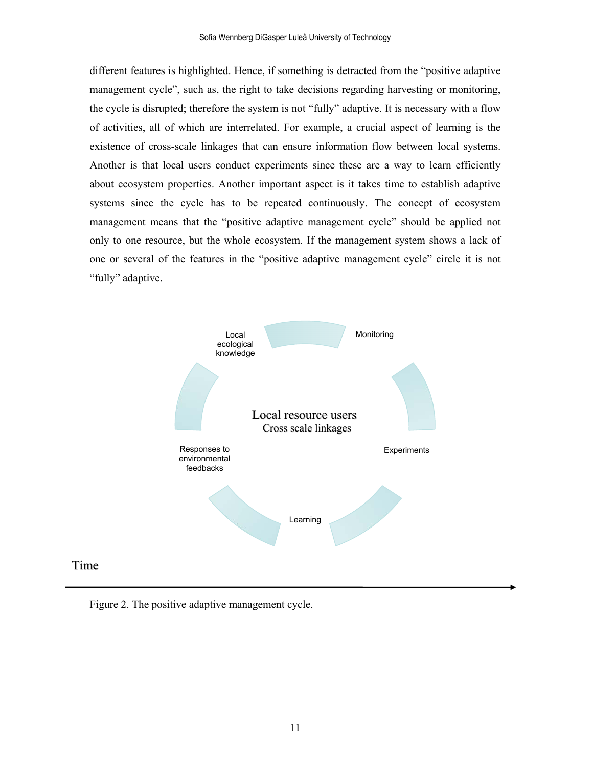different features is highlighted. Hence, if something is detracted from the "positive adaptive management cycle", such as, the right to take decisions regarding harvesting or monitoring, the cycle is disrupted; therefore the system is not "fully" adaptive. It is necessary with a flow of activities, all of which are interrelated. For example, a crucial aspect of learning is the existence of cross-scale linkages that can ensure information flow between local systems. Another is that local users conduct experiments since these are a way to learn efficiently about ecosystem properties. Another important aspect is it takes time to establish adaptive systems since the cycle has to be repeated continuously. The concept of ecosystem management means that the "positive adaptive management cycle" should be applied not only to one resource, but the whole ecosystem. If the management system shows a lack of one or several of the features in the "positive adaptive management cycle" circle it is not "fully" adaptive.

Local ecological knowledge

Monitoring

Local resource users
Cross scale linkages

Experiments

Responses to environmental feedbacks

Learning

Time

Figure 2. The positive adaptive management cycle.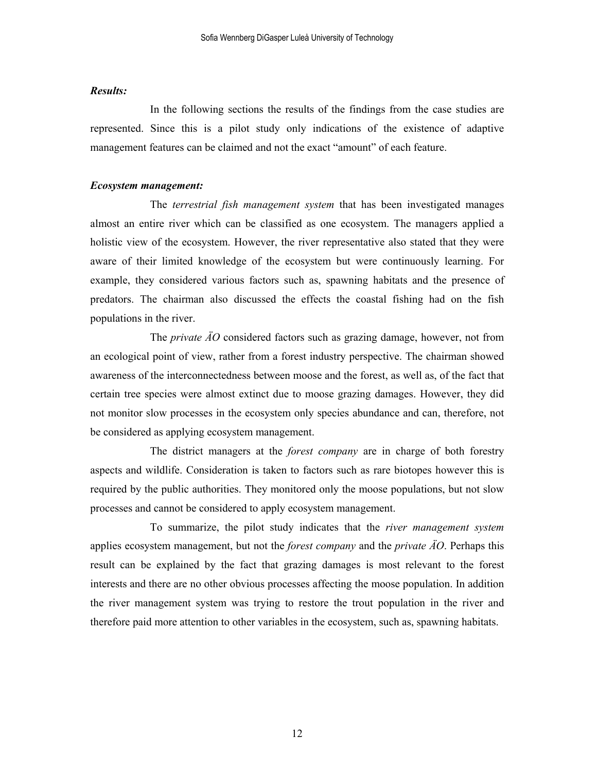***Results:***

In the following sections the results of the findings from the case studies are represented. Since this is a pilot study only indications of the existence of adaptive management features can be claimed and not the exact "amount" of each feature.

***Ecosystem management:***

The *terrestrial fish management system* that has been investigated manages almost an entire river which can be classified as one ecosystem. The managers applied a holistic view of the ecosystem. However, the river representative also stated that they were aware of their limited knowledge of the ecosystem but were continuously learning. For example, they considered various factors such as, spawning habitats and the presence of predators. The chairman also discussed the effects the coastal fishing had on the fish populations in the river.

The *private ÄO* considered factors such as grazing damage, however, not from an ecological point of view, rather from a forest industry perspective. The chairman showed awareness of the interconnectedness between moose and the forest, as well as, of the fact that certain tree species were almost extinct due to moose grazing damages. However, they did not monitor slow processes in the ecosystem only species abundance and can, therefore, not be considered as applying ecosystem management.

The district managers at the *forest company* are in charge of both forestry aspects and wildlife. Consideration is taken to factors such as rare biotopes however this is required by the public authorities. They monitored only the moose populations, but not slow processes and cannot be considered to apply ecosystem management.

To summarize, the pilot study indicates that the *river management system* applies ecosystem management, but not the *forest company* and the *private ÄO*. Perhaps this result can be explained by the fact that grazing damages is most relevant to the forest interests and there are no other obvious processes affecting the moose population. In addition the river management system was trying to restore the trout population in the river and therefore paid more attention to other variables in the ecosystem, such as, spawning habitats.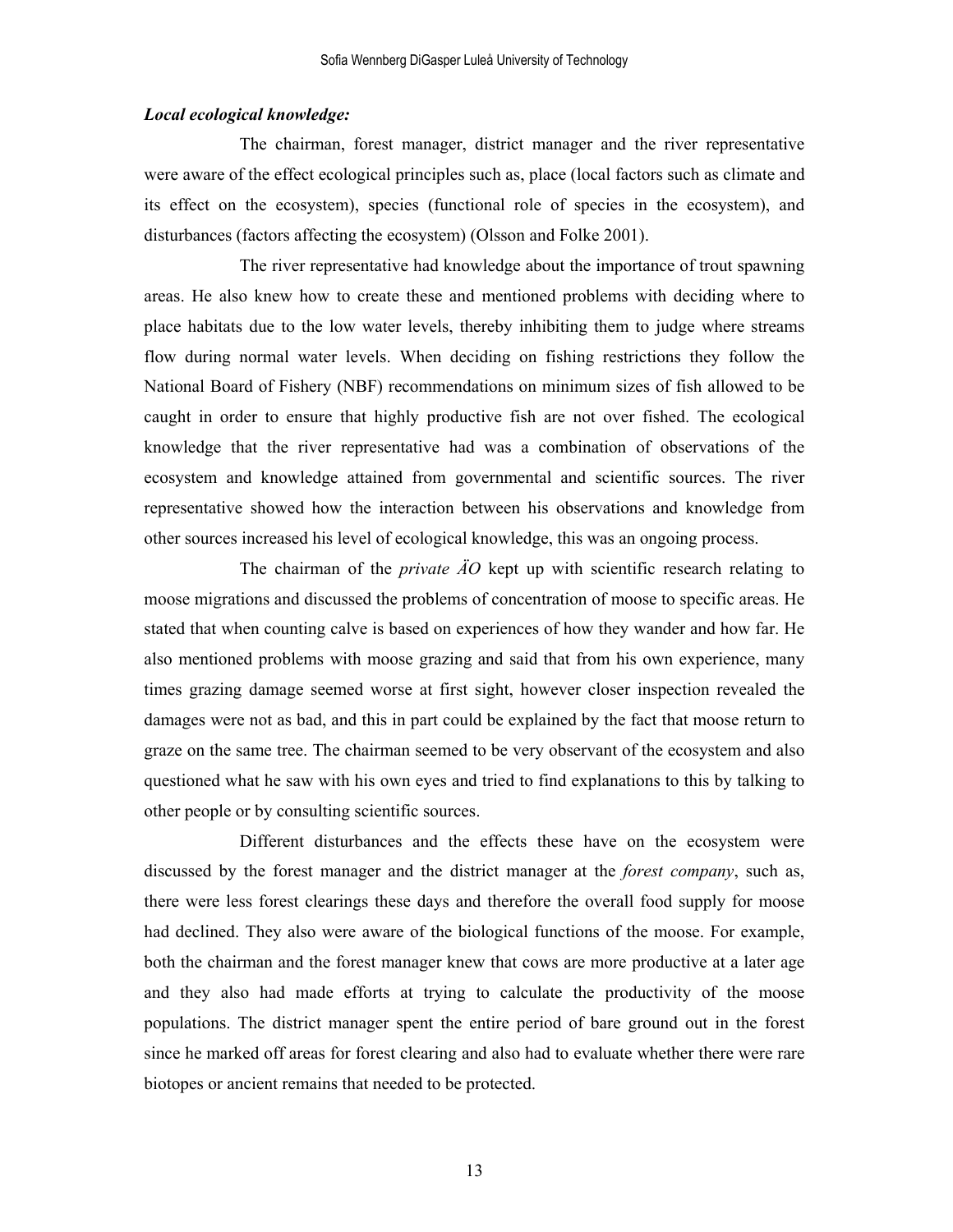***Local ecological knowledge:***

The chairman, forest manager, district manager and the river representative were aware of the effect ecological principles such as, place (local factors such as climate and its effect on the ecosystem), species (functional role of species in the ecosystem), and disturbances (factors affecting the ecosystem) (Olsson and Folke 2001).

The river representative had knowledge about the importance of trout spawning areas. He also knew how to create these and mentioned problems with deciding where to place habitats due to the low water levels, thereby inhibiting them to judge where streams flow during normal water levels. When deciding on fishing restrictions they follow the National Board of Fishery (NBF) recommendations on minimum sizes of fish allowed to be caught in order to ensure that highly productive fish are not over fished. The ecological knowledge that the river representative had was a combination of observations of the ecosystem and knowledge attained from governmental and scientific sources. The river representative showed how the interaction between his observations and knowledge from other sources increased his level of ecological knowledge, this was an ongoing process.

The chairman of the *private ÄO* kept up with scientific research relating to moose migrations and discussed the problems of concentration of moose to specific areas. He stated that when counting calve is based on experiences of how they wander and how far. He also mentioned problems with moose grazing and said that from his own experience, many times grazing damage seemed worse at first sight, however closer inspection revealed the damages were not as bad, and this in part could be explained by the fact that moose return to graze on the same tree. The chairman seemed to be very observant of the ecosystem and also questioned what he saw with his own eyes and tried to find explanations to this by talking to other people or by consulting scientific sources.

Different disturbances and the effects these have on the ecosystem were discussed by the forest manager and the district manager at the *forest company*, such as, there were less forest clearings these days and therefore the overall food supply for moose had declined. They also were aware of the biological functions of the moose. For example, both the chairman and the forest manager knew that cows are more productive at a later age and they also had made efforts at trying to calculate the productivity of the moose populations. The district manager spent the entire period of bare ground out in the forest since he marked off areas for forest clearing and also had to evaluate whether there were rare biotopes or ancient remains that needed to be protected.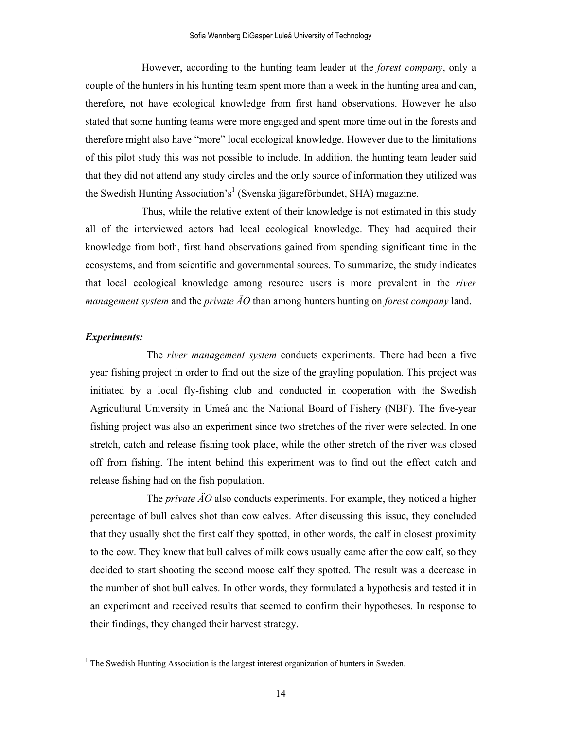However, according to the hunting team leader at the *forest company*, only a couple of the hunters in his hunting team spent more than a week in the hunting area and can, therefore, not have ecological knowledge from first hand observations. However he also stated that some hunting teams were more engaged and spent more time out in the forests and therefore might also have "more" local ecological knowledge. However due to the limitations of this pilot study this was not possible to include. In addition, the hunting team leader said that they did not attend any study circles and the only source of information they utilized was the Swedish Hunting Association's[1] (Svenska jägareförbundet, SHA) magazine.

Thus, while the relative extent of their knowledge is not estimated in this study all of the interviewed actors had local ecological knowledge. They had acquired their knowledge from both, first hand observations gained from spending significant time in the ecosystems, and from scientific and governmental sources. To summarize, the study indicates that local ecological knowledge among resource users is more prevalent in the *river management system* and the *private ÄO* than among hunters hunting on *forest company* land.

***Experiments:***

The *river management system* conducts experiments. There had been a five year fishing project in order to find out the size of the grayling population. This project was initiated by a local fly-fishing club and conducted in cooperation with the Swedish Agricultural University in Umeå and the National Board of Fishery (NBF). The five-year fishing project was also an experiment since two stretches of the river were selected. In one stretch, catch and release fishing took place, while the other stretch of the river was closed off from fishing. The intent behind this experiment was to find out the effect catch and release fishing had on the fish population.

The *private ÄO* also conducts experiments. For example, they noticed a higher percentage of bull calves shot than cow calves. After discussing this issue, they concluded that they usually shot the first calf they spotted, in other words, the calf in closest proximity to the cow. They knew that bull calves of milk cows usually came after the cow calf, so they decided to start shooting the second moose calf they spotted. The result was a decrease in the number of shot bull calves. In other words, they formulated a hypothesis and tested it in an experiment and received results that seemed to confirm their hypotheses. In response to their findings, they changed their harvest strategy.

[1] The Swedish Hunting Association is the largest interest organization of hunters in Sweden.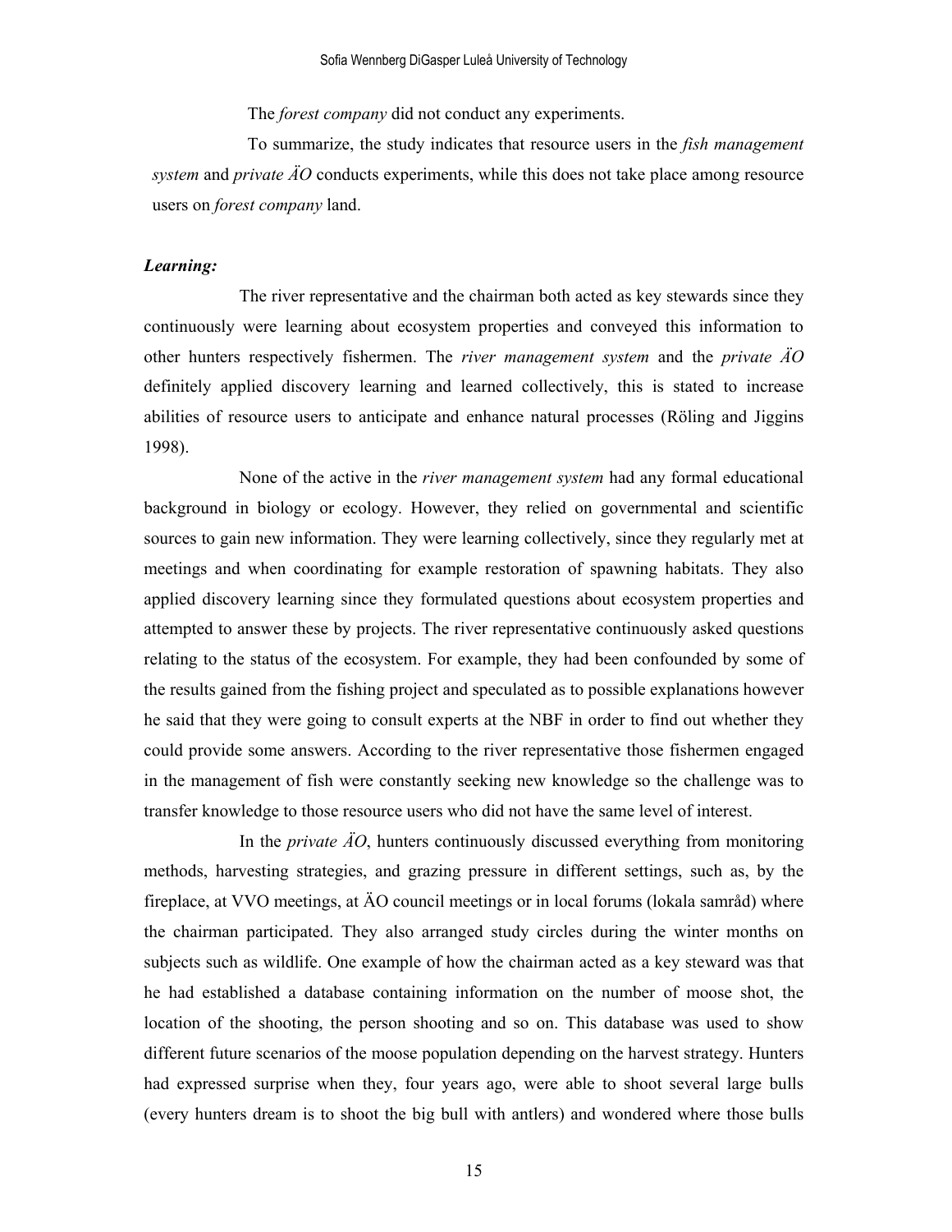The *forest company* did not conduct any experiments.

To summarize, the study indicates that resource users in the *fish management system* and *private ÄO* conducts experiments, while this does not take place among resource users on *forest company* land.

***Learning:***

The river representative and the chairman both acted as key stewards since they continuously were learning about ecosystem properties and conveyed this information to other hunters respectively fishermen. The *river management system* and the *private ÄO* definitely applied discovery learning and learned collectively, this is stated to increase abilities of resource users to anticipate and enhance natural processes (Röling and Jiggins 1998).

None of the active in the *river management system* had any formal educational background in biology or ecology. However, they relied on governmental and scientific sources to gain new information. They were learning collectively, since they regularly met at meetings and when coordinating for example restoration of spawning habitats. They also applied discovery learning since they formulated questions about ecosystem properties and attempted to answer these by projects. The river representative continuously asked questions relating to the status of the ecosystem. For example, they had been confounded by some of the results gained from the fishing project and speculated as to possible explanations however he said that they were going to consult experts at the NBF in order to find out whether they could provide some answers. According to the river representative those fishermen engaged in the management of fish were constantly seeking new knowledge so the challenge was to transfer knowledge to those resource users who did not have the same level of interest.

In the *private ÄO*, hunters continuously discussed everything from monitoring methods, harvesting strategies, and grazing pressure in different settings, such as, by the fireplace, at VVO meetings, at ÄO council meetings or in local forums (lokala samråd) where the chairman participated. They also arranged study circles during the winter months on subjects such as wildlife. One example of how the chairman acted as a key steward was that he had established a database containing information on the number of moose shot, the location of the shooting, the person shooting and so on. This database was used to show different future scenarios of the moose population depending on the harvest strategy. Hunters had expressed surprise when they, four years ago, were able to shoot several large bulls (every hunters dream is to shoot the big bull with antlers) and wondered where those bulls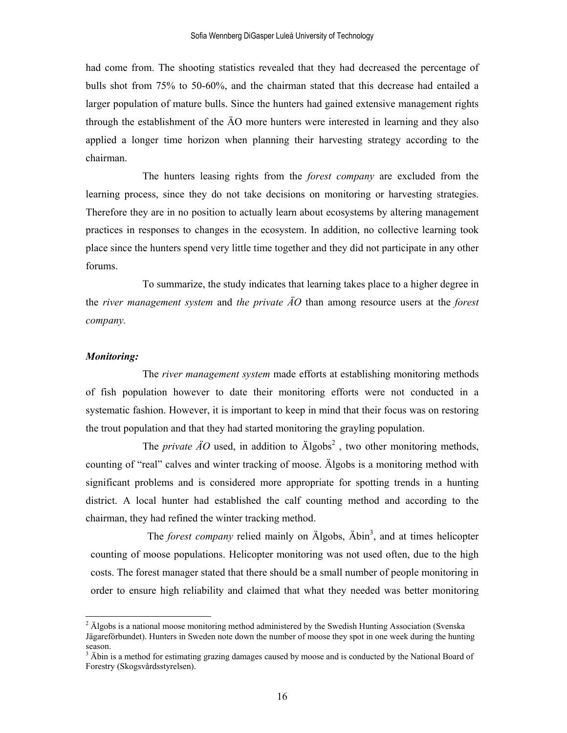had come from. The shooting statistics revealed that they had decreased the percentage of bulls shot from 75% to 50-60%, and the chairman stated that this decrease had entailed a larger population of mature bulls. Since the hunters had gained extensive management rights through the establishment of the ÄO more hunters were interested in learning and they also applied a longer time horizon when planning their harvesting strategy according to the chairman.

The hunters leasing rights from the *forest company* are excluded from the learning process, since they do not take decisions on monitoring or harvesting strategies. Therefore they are in no position to actually learn about ecosystems by altering management practices in responses to changes in the ecosystem. In addition, no collective learning took place since the hunters spend very little time together and they did not participate in any other forums.

To summarize, the study indicates that learning takes place to a higher degree in the *river management system* and *the private ÄO* than among resource users at the *forest company.*

***Monitoring:***

The *river management system* made efforts at establishing monitoring methods of fish population however to date their monitoring efforts were not conducted in a systematic fashion. However, it is important to keep in mind that their focus was on restoring the trout population and that they had started monitoring the grayling population.

The *private ÄO* used, in addition to Älgobs[2] , two other monitoring methods, counting of "real" calves and winter tracking of moose. Älgobs is a monitoring method with significant problems and is considered more appropriate for spotting trends in a hunting district. A local hunter had established the calf counting method and according to the chairman, they had refined the winter tracking method.

The *forest company* relied mainly on Älgobs, Äbin[3], and at times helicopter counting of moose populations. Helicopter monitoring was not used often, due to the high costs. The forest manager stated that there should be a small number of people monitoring in order to ensure high reliability and claimed that what they needed was better monitoring

---

[2] Älgobs is a national moose monitoring method administered by the Swedish Hunting Association (Svenska Jägareförbundet). Hunters in Sweden note down the number of moose they spot in one week during the hunting season.

[3] Äbin is a method for estimating grazing damages caused by moose and is conducted by the National Board of Forestry (Skogsvårdsstyrelsen).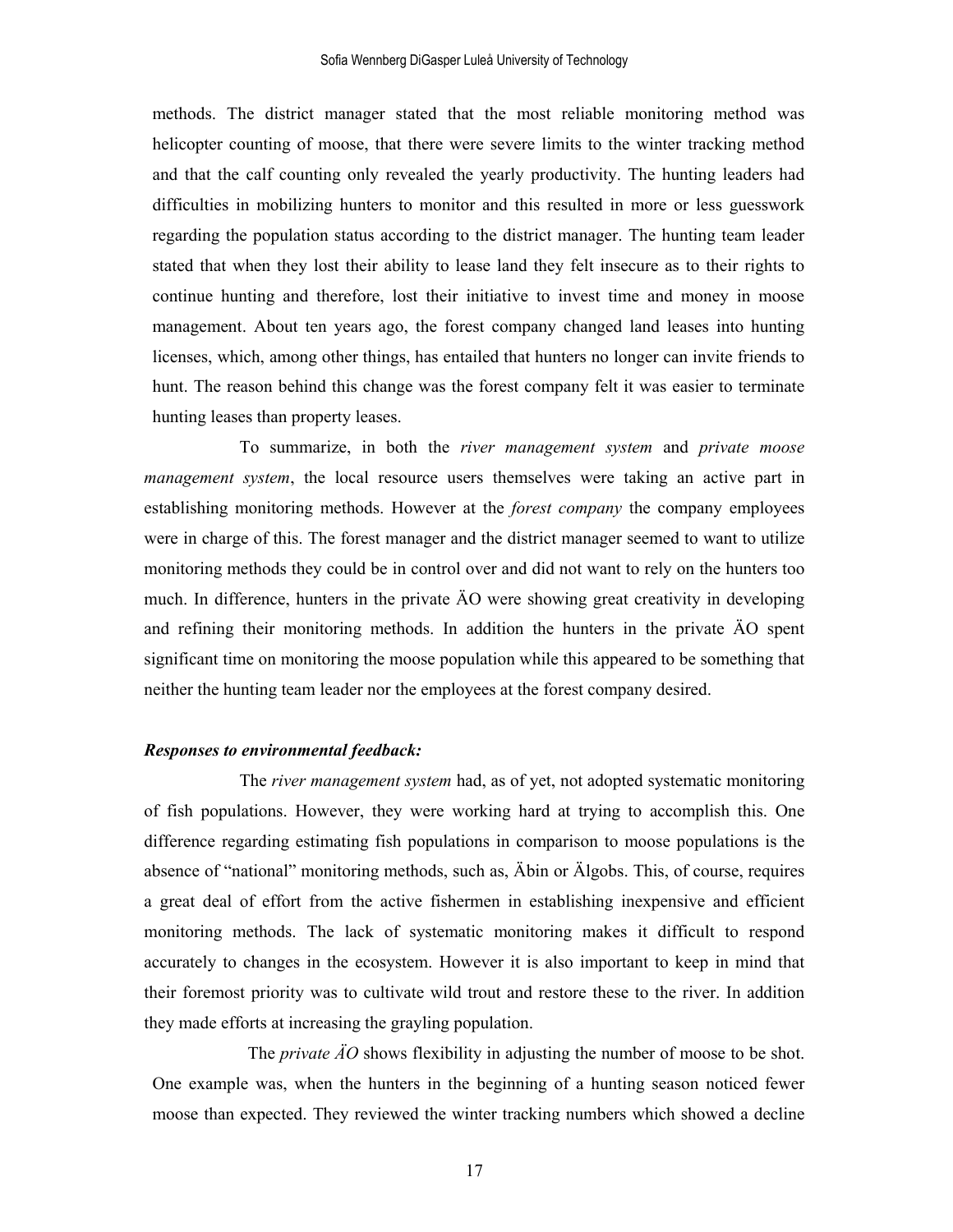methods. The district manager stated that the most reliable monitoring method was helicopter counting of moose, that there were severe limits to the winter tracking method and that the calf counting only revealed the yearly productivity. The hunting leaders had difficulties in mobilizing hunters to monitor and this resulted in more or less guesswork regarding the population status according to the district manager. The hunting team leader stated that when they lost their ability to lease land they felt insecure as to their rights to continue hunting and therefore, lost their initiative to invest time and money in moose management. About ten years ago, the forest company changed land leases into hunting licenses, which, among other things, has entailed that hunters no longer can invite friends to hunt. The reason behind this change was the forest company felt it was easier to terminate hunting leases than property leases.

To summarize, in both the *river management system* and *private moose management system*, the local resource users themselves were taking an active part in establishing monitoring methods. However at the *forest company* the company employees were in charge of this. The forest manager and the district manager seemed to want to utilize monitoring methods they could be in control over and did not want to rely on the hunters too much. In difference, hunters in the private ÄO were showing great creativity in developing and refining their monitoring methods. In addition the hunters in the private ÄO spent significant time on monitoring the moose population while this appeared to be something that neither the hunting team leader nor the employees at the forest company desired.

***Responses to environmental feedback:***

The *river management system* had, as of yet, not adopted systematic monitoring of fish populations. However, they were working hard at trying to accomplish this. One difference regarding estimating fish populations in comparison to moose populations is the absence of "national" monitoring methods, such as, Äbin or Älgobs. This, of course, requires a great deal of effort from the active fishermen in establishing inexpensive and efficient monitoring methods. The lack of systematic monitoring makes it difficult to respond accurately to changes in the ecosystem. However it is also important to keep in mind that their foremost priority was to cultivate wild trout and restore these to the river. In addition they made efforts at increasing the grayling population.

The *private ÄO* shows flexibility in adjusting the number of moose to be shot. One example was, when the hunters in the beginning of a hunting season noticed fewer moose than expected. They reviewed the winter tracking numbers which showed a decline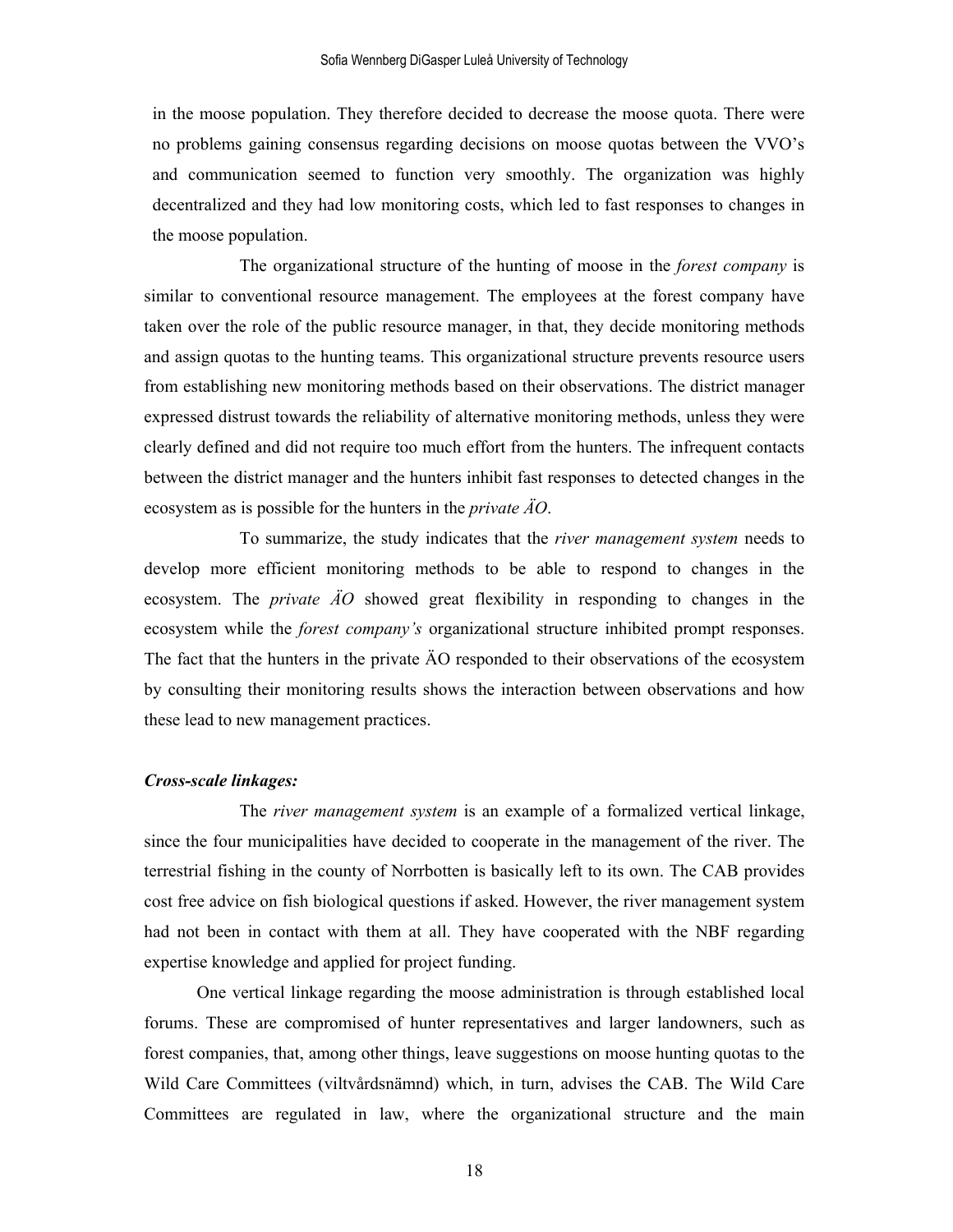in the moose population. They therefore decided to decrease the moose quota. There were no problems gaining consensus regarding decisions on moose quotas between the VVO's and communication seemed to function very smoothly. The organization was highly decentralized and they had low monitoring costs, which led to fast responses to changes in the moose population.

The organizational structure of the hunting of moose in the *forest company* is similar to conventional resource management. The employees at the forest company have taken over the role of the public resource manager, in that, they decide monitoring methods and assign quotas to the hunting teams. This organizational structure prevents resource users from establishing new monitoring methods based on their observations. The district manager expressed distrust towards the reliability of alternative monitoring methods, unless they were clearly defined and did not require too much effort from the hunters. The infrequent contacts between the district manager and the hunters inhibit fast responses to detected changes in the ecosystem as is possible for the hunters in the *private ÄO*.

To summarize, the study indicates that the *river management system* needs to develop more efficient monitoring methods to be able to respond to changes in the ecosystem. The *private ÄO* showed great flexibility in responding to changes in the ecosystem while the *forest company's* organizational structure inhibited prompt responses. The fact that the hunters in the private ÄO responded to their observations of the ecosystem by consulting their monitoring results shows the interaction between observations and how these lead to new management practices.

***Cross-scale linkages:***

The *river management system* is an example of a formalized vertical linkage, since the four municipalities have decided to cooperate in the management of the river. The terrestrial fishing in the county of Norrbotten is basically left to its own. The CAB provides cost free advice on fish biological questions if asked. However, the river management system had not been in contact with them at all. They have cooperated with the NBF regarding expertise knowledge and applied for project funding.

One vertical linkage regarding the moose administration is through established local forums. These are compromised of hunter representatives and larger landowners, such as forest companies, that, among other things, leave suggestions on moose hunting quotas to the Wild Care Committees (viltvårdsnämnd) which, in turn, advises the CAB. The Wild Care Committees are regulated in law, where the organizational structure and the main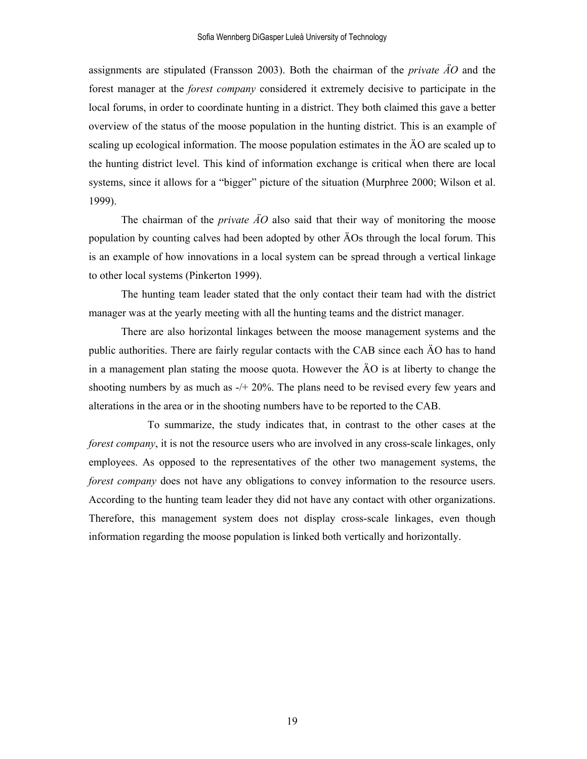assignments are stipulated (Fransson 2003). Both the chairman of the *private ÄO* and the forest manager at the *forest company* considered it extremely decisive to participate in the local forums, in order to coordinate hunting in a district. They both claimed this gave a better overview of the status of the moose population in the hunting district. This is an example of scaling up ecological information. The moose population estimates in the ÄO are scaled up to the hunting district level. This kind of information exchange is critical when there are local systems, since it allows for a "bigger" picture of the situation (Murphree 2000; Wilson et al. 1999).

The chairman of the *private ÄO* also said that their way of monitoring the moose population by counting calves had been adopted by other ÄOs through the local forum. This is an example of how innovations in a local system can be spread through a vertical linkage to other local systems (Pinkerton 1999).

The hunting team leader stated that the only contact their team had with the district manager was at the yearly meeting with all the hunting teams and the district manager.

There are also horizontal linkages between the moose management systems and the public authorities. There are fairly regular contacts with the CAB since each ÄO has to hand in a management plan stating the moose quota. However the ÄO is at liberty to change the shooting numbers by as much as -/+ 20%. The plans need to be revised every few years and alterations in the area or in the shooting numbers have to be reported to the CAB.

To summarize, the study indicates that, in contrast to the other cases at the *forest company*, it is not the resource users who are involved in any cross-scale linkages, only employees. As opposed to the representatives of the other two management systems, the *forest company* does not have any obligations to convey information to the resource users. According to the hunting team leader they did not have any contact with other organizations. Therefore, this management system does not display cross-scale linkages, even though information regarding the moose population is linked both vertically and horizontally.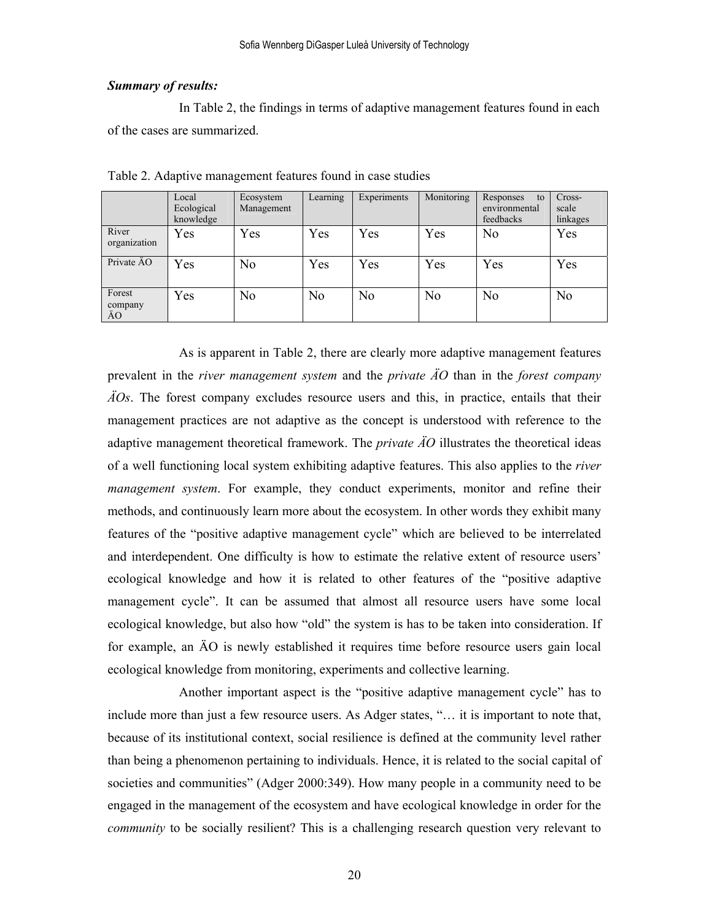***Summary of results:***

In Table 2, the findings in terms of adaptive management features found in each of the cases are summarized.

Table 2. Adaptive management features found in case studies

| | Local Ecological knowledge | Ecosystem Management | Learning | Experiments | Monitoring | Responses to environmental feedbacks | Cross-scale linkages |
|---|---|---|---|---|---|---|---|
| River organization | Yes | Yes | Yes | Yes | Yes | No | Yes |
| Private ÄO | Yes | No | Yes | Yes | Yes | Yes | Yes |
| Forest company ÄO | Yes | No | No | No | No | No | No |

As is apparent in Table 2, there are clearly more adaptive management features prevalent in the *river management system* and the *private ÄO* than in the *forest company ÄOs*. The forest company excludes resource users and this, in practice, entails that their management practices are not adaptive as the concept is understood with reference to the adaptive management theoretical framework. The *private ÄO* illustrates the theoretical ideas of a well functioning local system exhibiting adaptive features. This also applies to the *river management system*. For example, they conduct experiments, monitor and refine their methods, and continuously learn more about the ecosystem. In other words they exhibit many features of the "positive adaptive management cycle" which are believed to be interrelated and interdependent. One difficulty is how to estimate the relative extent of resource users' ecological knowledge and how it is related to other features of the "positive adaptive management cycle". It can be assumed that almost all resource users have some local ecological knowledge, but also how "old" the system is has to be taken into consideration. If for example, an ÄO is newly established it requires time before resource users gain local ecological knowledge from monitoring, experiments and collective learning.

Another important aspect is the "positive adaptive management cycle" has to include more than just a few resource users. As Adger states, "… it is important to note that, because of its institutional context, social resilience is defined at the community level rather than being a phenomenon pertaining to individuals. Hence, it is related to the social capital of societies and communities" (Adger 2000:349). How many people in a community need to be engaged in the management of the ecosystem and have ecological knowledge in order for the *community* to be socially resilient? This is a challenging research question very relevant to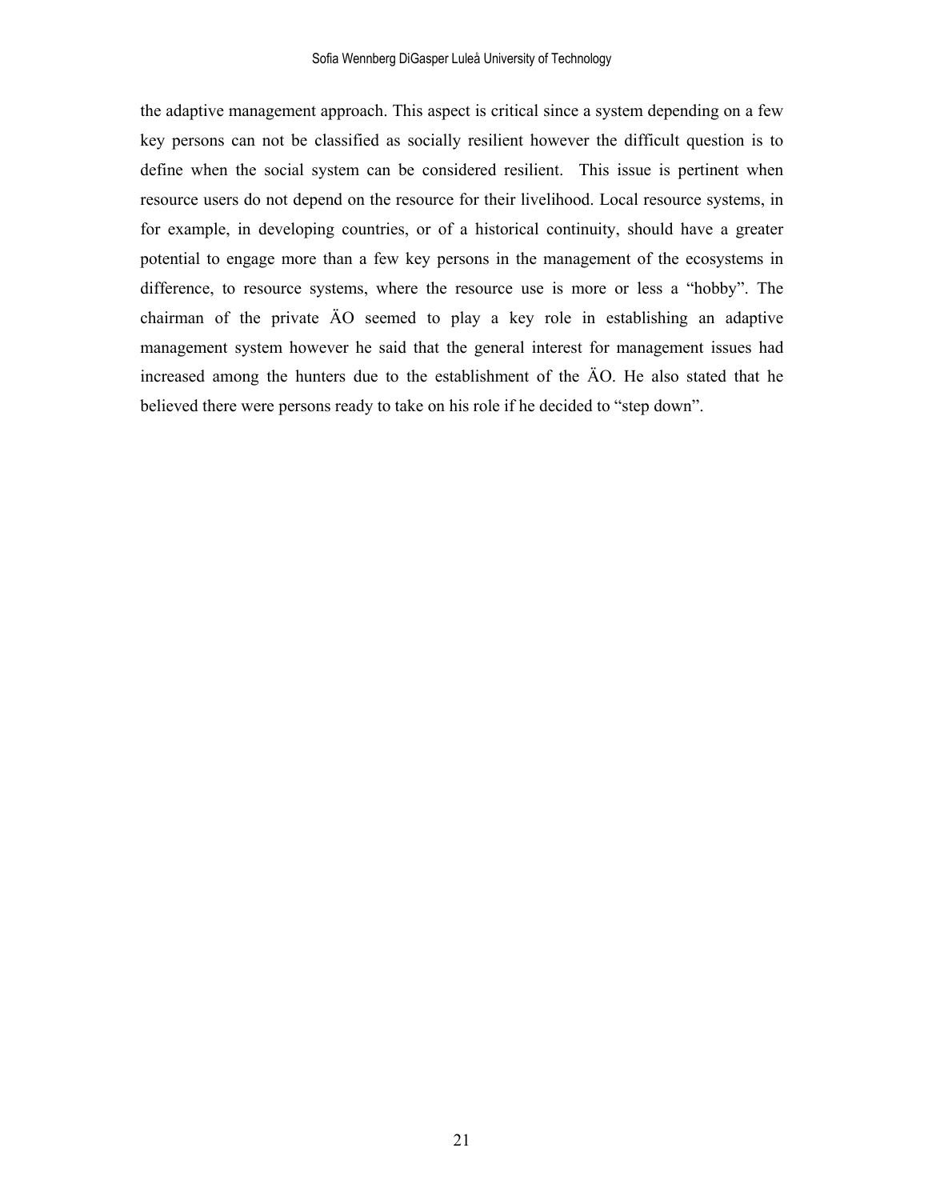the adaptive management approach. This aspect is critical since a system depending on a few key persons can not be classified as socially resilient however the difficult question is to define when the social system can be considered resilient. This issue is pertinent when resource users do not depend on the resource for their livelihood. Local resource systems, in for example, in developing countries, or of a historical continuity, should have a greater potential to engage more than a few key persons in the management of the ecosystems in difference, to resource systems, where the resource use is more or less a "hobby". The chairman of the private ÄO seemed to play a key role in establishing an adaptive management system however he said that the general interest for management issues had increased among the hunters due to the establishment of the ÄO. He also stated that he believed there were persons ready to take on his role if he decided to "step down".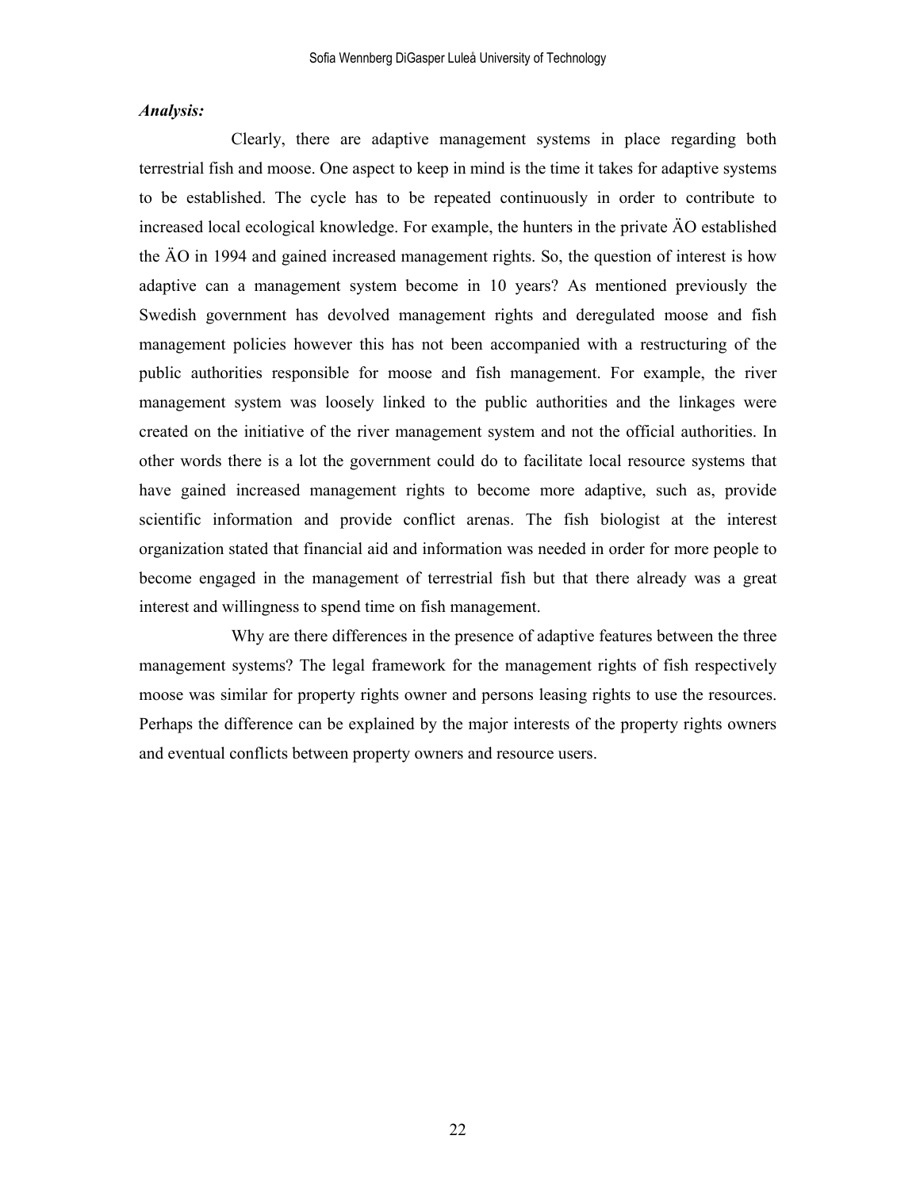***Analysis:***

Clearly, there are adaptive management systems in place regarding both terrestrial fish and moose. One aspect to keep in mind is the time it takes for adaptive systems to be established. The cycle has to be repeated continuously in order to contribute to increased local ecological knowledge. For example, the hunters in the private ÄO established the ÄO in 1994 and gained increased management rights. So, the question of interest is how adaptive can a management system become in 10 years? As mentioned previously the Swedish government has devolved management rights and deregulated moose and fish management policies however this has not been accompanied with a restructuring of the public authorities responsible for moose and fish management. For example, the river management system was loosely linked to the public authorities and the linkages were created on the initiative of the river management system and not the official authorities. In other words there is a lot the government could do to facilitate local resource systems that have gained increased management rights to become more adaptive, such as, provide scientific information and provide conflict arenas. The fish biologist at the interest organization stated that financial aid and information was needed in order for more people to become engaged in the management of terrestrial fish but that there already was a great interest and willingness to spend time on fish management.

Why are there differences in the presence of adaptive features between the three management systems? The legal framework for the management rights of fish respectively moose was similar for property rights owner and persons leasing rights to use the resources. Perhaps the difference can be explained by the major interests of the property rights owners and eventual conflicts between property owners and resource users.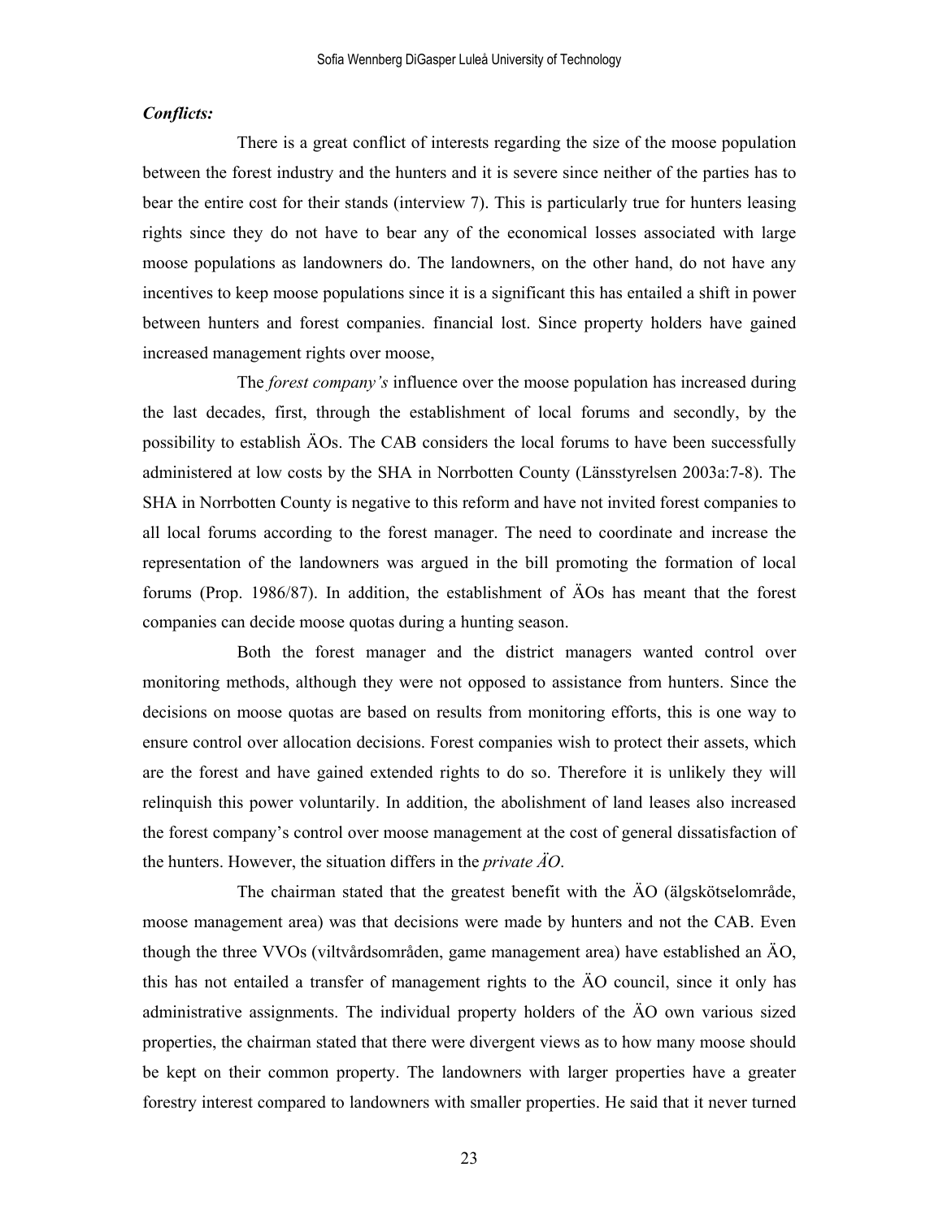***Conflicts:***

There is a great conflict of interests regarding the size of the moose population between the forest industry and the hunters and it is severe since neither of the parties has to bear the entire cost for their stands (interview 7). This is particularly true for hunters leasing rights since they do not have to bear any of the economical losses associated with large moose populations as landowners do. The landowners, on the other hand, do not have any incentives to keep moose populations since it is a significant this has entailed a shift in power between hunters and forest companies. financial lost. Since property holders have gained increased management rights over moose,

The *forest company's* influence over the moose population has increased during the last decades, first, through the establishment of local forums and secondly, by the possibility to establish ÄOs. The CAB considers the local forums to have been successfully administered at low costs by the SHA in Norrbotten County (Länsstyrelsen 2003a:7-8). The SHA in Norrbotten County is negative to this reform and have not invited forest companies to all local forums according to the forest manager. The need to coordinate and increase the representation of the landowners was argued in the bill promoting the formation of local forums (Prop. 1986/87). In addition, the establishment of ÄOs has meant that the forest companies can decide moose quotas during a hunting season.

Both the forest manager and the district managers wanted control over monitoring methods, although they were not opposed to assistance from hunters. Since the decisions on moose quotas are based on results from monitoring efforts, this is one way to ensure control over allocation decisions. Forest companies wish to protect their assets, which are the forest and have gained extended rights to do so. Therefore it is unlikely they will relinquish this power voluntarily. In addition, the abolishment of land leases also increased the forest company's control over moose management at the cost of general dissatisfaction of the hunters. However, the situation differs in the *private ÄO*.

The chairman stated that the greatest benefit with the ÄO (älgskötselområde, moose management area) was that decisions were made by hunters and not the CAB. Even though the three VVOs (viltvårdsområden, game management area) have established an ÄO, this has not entailed a transfer of management rights to the ÄO council, since it only has administrative assignments. The individual property holders of the ÄO own various sized properties, the chairman stated that there were divergent views as to how many moose should be kept on their common property. The landowners with larger properties have a greater forestry interest compared to landowners with smaller properties. He said that it never turned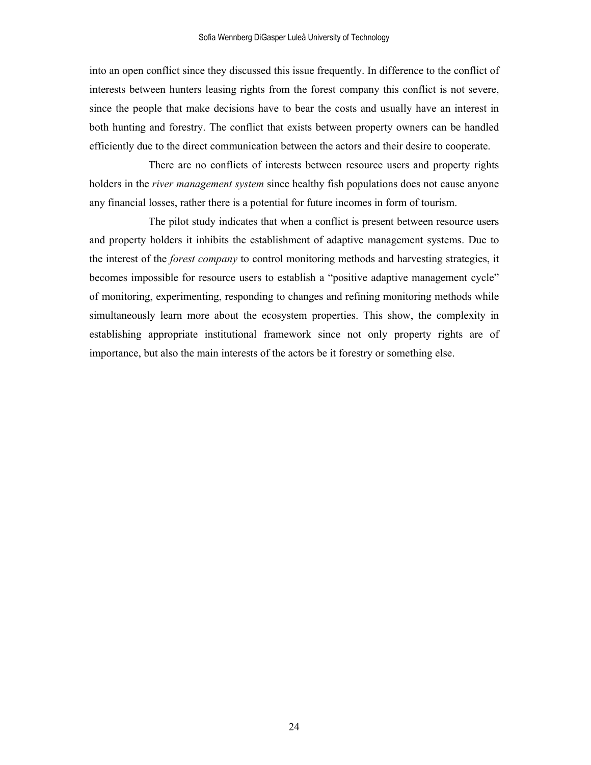into an open conflict since they discussed this issue frequently. In difference to the conflict of interests between hunters leasing rights from the forest company this conflict is not severe, since the people that make decisions have to bear the costs and usually have an interest in both hunting and forestry. The conflict that exists between property owners can be handled efficiently due to the direct communication between the actors and their desire to cooperate.

There are no conflicts of interests between resource users and property rights holders in the *river management system* since healthy fish populations does not cause anyone any financial losses, rather there is a potential for future incomes in form of tourism.

The pilot study indicates that when a conflict is present between resource users and property holders it inhibits the establishment of adaptive management systems. Due to the interest of the *forest company* to control monitoring methods and harvesting strategies, it becomes impossible for resource users to establish a "positive adaptive management cycle" of monitoring, experimenting, responding to changes and refining monitoring methods while simultaneously learn more about the ecosystem properties. This show, the complexity in establishing appropriate institutional framework since not only property rights are of importance, but also the main interests of the actors be it forestry or something else.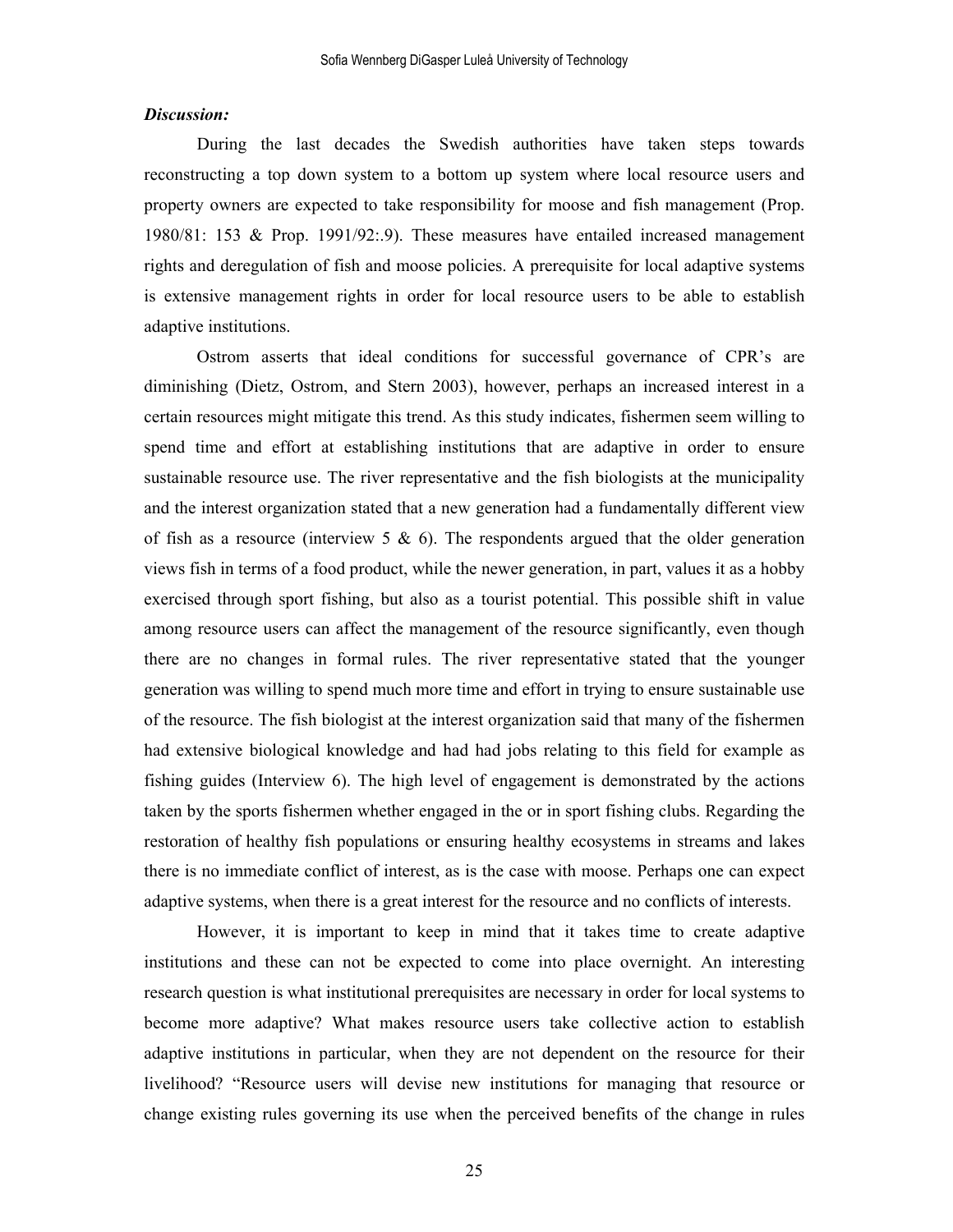***Discussion:***

During the last decades the Swedish authorities have taken steps towards reconstructing a top down system to a bottom up system where local resource users and property owners are expected to take responsibility for moose and fish management (Prop. 1980/81: 153 & Prop. 1991/92:.9). These measures have entailed increased management rights and deregulation of fish and moose policies. A prerequisite for local adaptive systems is extensive management rights in order for local resource users to be able to establish adaptive institutions.

Ostrom asserts that ideal conditions for successful governance of CPR's are diminishing (Dietz, Ostrom, and Stern 2003), however, perhaps an increased interest in a certain resources might mitigate this trend. As this study indicates, fishermen seem willing to spend time and effort at establishing institutions that are adaptive in order to ensure sustainable resource use. The river representative and the fish biologists at the municipality and the interest organization stated that a new generation had a fundamentally different view of fish as a resource (interview 5 & 6). The respondents argued that the older generation views fish in terms of a food product, while the newer generation, in part, values it as a hobby exercised through sport fishing, but also as a tourist potential. This possible shift in value among resource users can affect the management of the resource significantly, even though there are no changes in formal rules. The river representative stated that the younger generation was willing to spend much more time and effort in trying to ensure sustainable use of the resource. The fish biologist at the interest organization said that many of the fishermen had extensive biological knowledge and had had jobs relating to this field for example as fishing guides (Interview 6). The high level of engagement is demonstrated by the actions taken by the sports fishermen whether engaged in the or in sport fishing clubs. Regarding the restoration of healthy fish populations or ensuring healthy ecosystems in streams and lakes there is no immediate conflict of interest, as is the case with moose. Perhaps one can expect adaptive systems, when there is a great interest for the resource and no conflicts of interests.

However, it is important to keep in mind that it takes time to create adaptive institutions and these can not be expected to come into place overnight. An interesting research question is what institutional prerequisites are necessary in order for local systems to become more adaptive? What makes resource users take collective action to establish adaptive institutions in particular, when they are not dependent on the resource for their livelihood? "Resource users will devise new institutions for managing that resource or change existing rules governing its use when the perceived benefits of the change in rules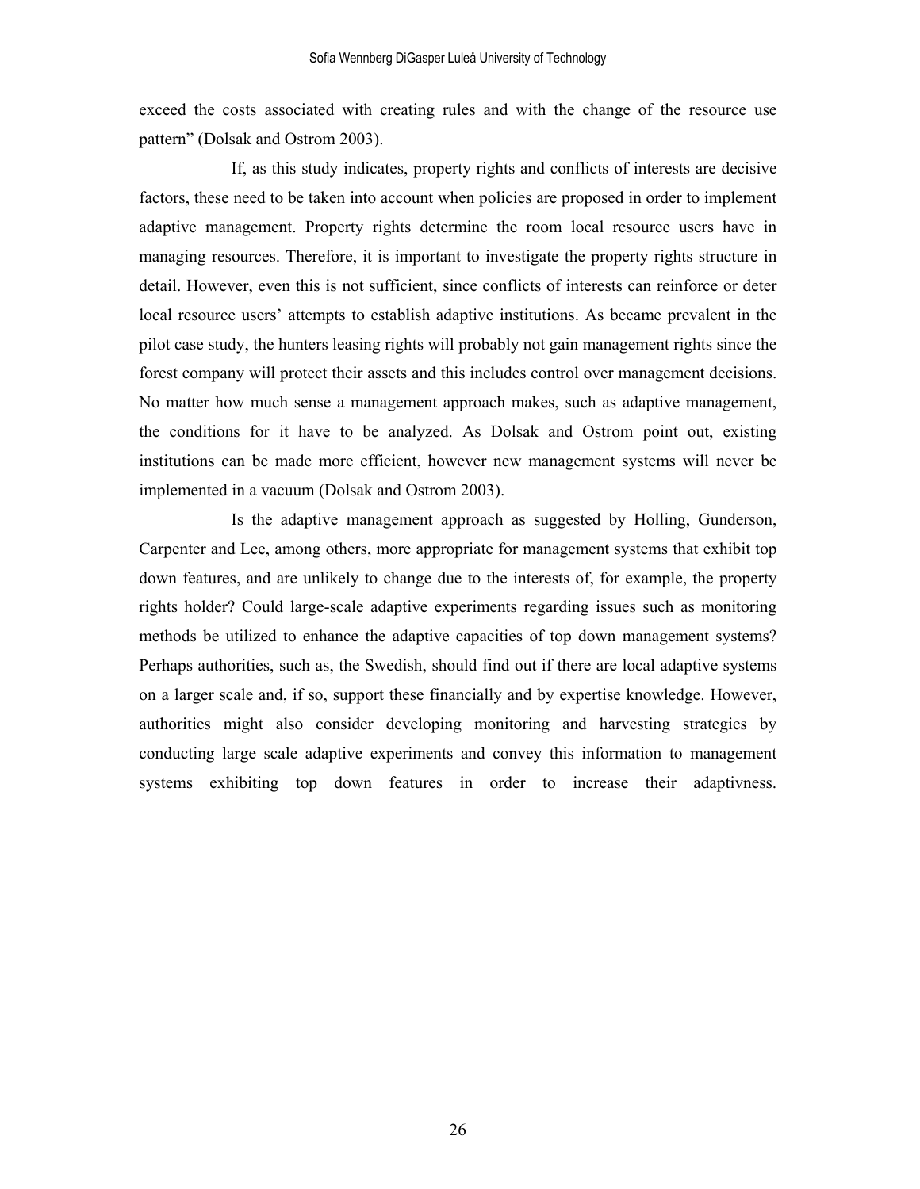exceed the costs associated with creating rules and with the change of the resource use pattern" (Dolsak and Ostrom 2003).

If, as this study indicates, property rights and conflicts of interests are decisive factors, these need to be taken into account when policies are proposed in order to implement adaptive management. Property rights determine the room local resource users have in managing resources. Therefore, it is important to investigate the property rights structure in detail. However, even this is not sufficient, since conflicts of interests can reinforce or deter local resource users' attempts to establish adaptive institutions. As became prevalent in the pilot case study, the hunters leasing rights will probably not gain management rights since the forest company will protect their assets and this includes control over management decisions. No matter how much sense a management approach makes, such as adaptive management, the conditions for it have to be analyzed. As Dolsak and Ostrom point out, existing institutions can be made more efficient, however new management systems will never be implemented in a vacuum (Dolsak and Ostrom 2003).

Is the adaptive management approach as suggested by Holling, Gunderson, Carpenter and Lee, among others, more appropriate for management systems that exhibit top down features, and are unlikely to change due to the interests of, for example, the property rights holder? Could large-scale adaptive experiments regarding issues such as monitoring methods be utilized to enhance the adaptive capacities of top down management systems? Perhaps authorities, such as, the Swedish, should find out if there are local adaptive systems on a larger scale and, if so, support these financially and by expertise knowledge. However, authorities might also consider developing monitoring and harvesting strategies by conducting large scale adaptive experiments and convey this information to management systems exhibiting top down features in order to increase their adaptivness.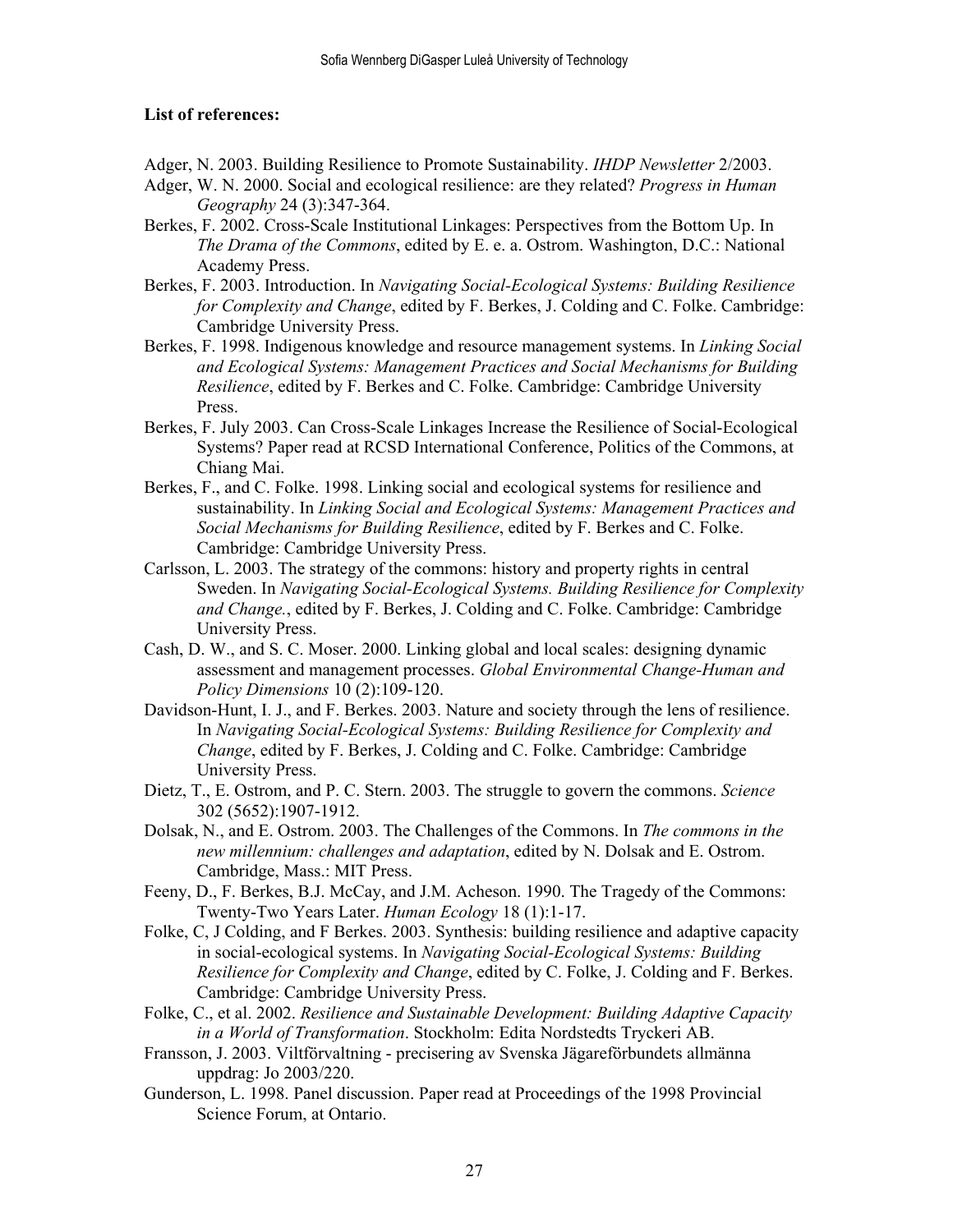**List of references:**

Adger, N. 2003. Building Resilience to Promote Sustainability. *IHDP Newsletter* 2/2003.

Adger, W. N. 2000. Social and ecological resilience: are they related? *Progress in Human Geography* 24 (3):347-364.

Berkes, F. 2002. Cross-Scale Institutional Linkages: Perspectives from the Bottom Up. In *The Drama of the Commons*, edited by E. e. a. Ostrom. Washington, D.C.: National Academy Press.

Berkes, F. 2003. Introduction. In *Navigating Social-Ecological Systems: Building Resilience for Complexity and Change*, edited by F. Berkes, J. Colding and C. Folke. Cambridge: Cambridge University Press.

Berkes, F. 1998. Indigenous knowledge and resource management systems. In *Linking Social and Ecological Systems: Management Practices and Social Mechanisms for Building Resilience*, edited by F. Berkes and C. Folke. Cambridge: Cambridge University Press.

Berkes, F. July 2003. Can Cross-Scale Linkages Increase the Resilience of Social-Ecological Systems? Paper read at RCSD International Conference, Politics of the Commons, at Chiang Mai.

Berkes, F., and C. Folke. 1998. Linking social and ecological systems for resilience and sustainability. In *Linking Social and Ecological Systems: Management Practices and Social Mechanisms for Building Resilience*, edited by F. Berkes and C. Folke. Cambridge: Cambridge University Press.

Carlsson, L. 2003. The strategy of the commons: history and property rights in central Sweden. In *Navigating Social-Ecological Systems. Building Resilience for Complexity and Change.*, edited by F. Berkes, J. Colding and C. Folke. Cambridge: Cambridge University Press.

Cash, D. W., and S. C. Moser. 2000. Linking global and local scales: designing dynamic assessment and management processes. *Global Environmental Change-Human and Policy Dimensions* 10 (2):109-120.

Davidson-Hunt, I. J., and F. Berkes. 2003. Nature and society through the lens of resilience. In *Navigating Social-Ecological Systems: Building Resilience for Complexity and Change*, edited by F. Berkes, J. Colding and C. Folke. Cambridge: Cambridge University Press.

Dietz, T., E. Ostrom, and P. C. Stern. 2003. The struggle to govern the commons. *Science* 302 (5652):1907-1912.

Dolsak, N., and E. Ostrom. 2003. The Challenges of the Commons. In *The commons in the new millennium: challenges and adaptation*, edited by N. Dolsak and E. Ostrom. Cambridge, Mass.: MIT Press.

Feeny, D., F. Berkes, B.J. McCay, and J.M. Acheson. 1990. The Tragedy of the Commons: Twenty-Two Years Later. *Human Ecology* 18 (1):1-17.

Folke, C, J Colding, and F Berkes. 2003. Synthesis: building resilience and adaptive capacity in social-ecological systems. In *Navigating Social-Ecological Systems: Building Resilience for Complexity and Change*, edited by C. Folke, J. Colding and F. Berkes. Cambridge: Cambridge University Press.

Folke, C., et al. 2002. *Resilience and Sustainable Development: Building Adaptive Capacity in a World of Transformation*. Stockholm: Edita Nordstedts Tryckeri AB.

Fransson, J. 2003. Viltförvaltning - precisering av Svenska Jägareförbundets allmänna uppdrag: Jo 2003/220.

Gunderson, L. 1998. Panel discussion. Paper read at Proceedings of the 1998 Provincial Science Forum, at Ontario.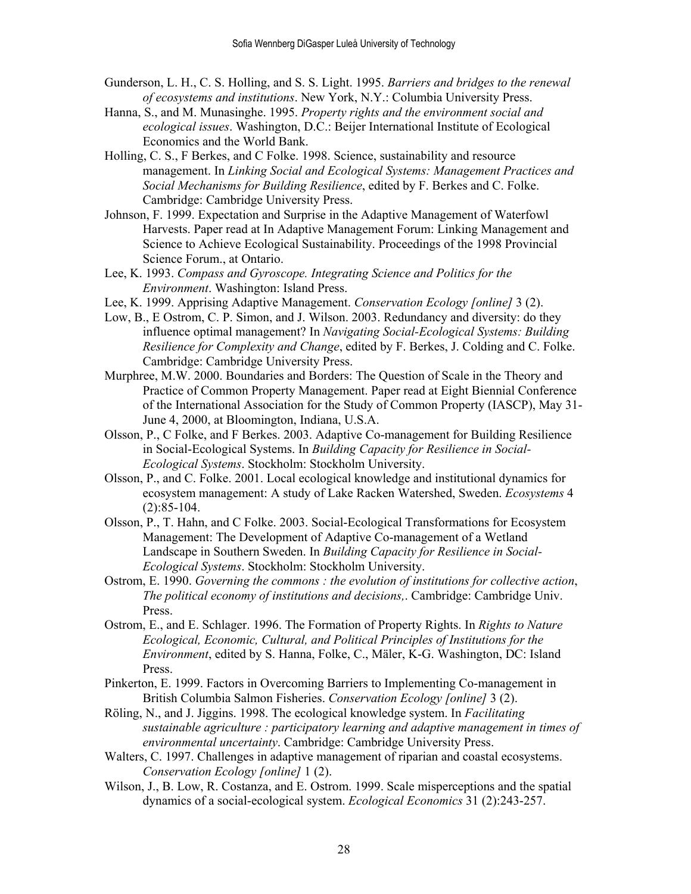Gunderson, L. H., C. S. Holling, and S. S. Light. 1995. *Barriers and bridges to the renewal of ecosystems and institutions*. New York, N.Y.: Columbia University Press.

Hanna, S., and M. Munasinghe. 1995. *Property rights and the environment social and ecological issues*. Washington, D.C.: Beijer International Institute of Ecological Economics and the World Bank.

Holling, C. S., F Berkes, and C Folke. 1998. Science, sustainability and resource management. In *Linking Social and Ecological Systems: Management Practices and Social Mechanisms for Building Resilience*, edited by F. Berkes and C. Folke. Cambridge: Cambridge University Press.

Johnson, F. 1999. Expectation and Surprise in the Adaptive Management of Waterfowl Harvests. Paper read at In Adaptive Management Forum: Linking Management and Science to Achieve Ecological Sustainability. Proceedings of the 1998 Provincial Science Forum., at Ontario.

Lee, K. 1993. *Compass and Gyroscope. Integrating Science and Politics for the Environment*. Washington: Island Press.

Lee, K. 1999. Apprising Adaptive Management. *Conservation Ecology [online]* 3 (2).

Low, B., E Ostrom, C. P. Simon, and J. Wilson. 2003. Redundancy and diversity: do they influence optimal management? In *Navigating Social-Ecological Systems: Building Resilience for Complexity and Change*, edited by F. Berkes, J. Colding and C. Folke. Cambridge: Cambridge University Press.

Murphree, M.W. 2000. Boundaries and Borders: The Question of Scale in the Theory and Practice of Common Property Management. Paper read at Eight Biennial Conference of the International Association for the Study of Common Property (IASCP), May 31-June 4, 2000, at Bloomington, Indiana, U.S.A.

Olsson, P., C Folke, and F Berkes. 2003. Adaptive Co-management for Building Resilience in Social-Ecological Systems. In *Building Capacity for Resilience in Social-Ecological Systems*. Stockholm: Stockholm University.

Olsson, P., and C. Folke. 2001. Local ecological knowledge and institutional dynamics for ecosystem management: A study of Lake Racken Watershed, Sweden. *Ecosystems* 4 (2):85-104.

Olsson, P., T. Hahn, and C Folke. 2003. Social-Ecological Transformations for Ecosystem Management: The Development of Adaptive Co-management of a Wetland Landscape in Southern Sweden. In *Building Capacity for Resilience in Social-Ecological Systems*. Stockholm: Stockholm University.

Ostrom, E. 1990. *Governing the commons : the evolution of institutions for collective action*, *The political economy of institutions and decisions,*. Cambridge: Cambridge Univ. Press.

Ostrom, E., and E. Schlager. 1996. The Formation of Property Rights. In *Rights to Nature Ecological, Economic, Cultural, and Political Principles of Institutions for the Environment*, edited by S. Hanna, Folke, C., Mäler, K-G. Washington, DC: Island Press.

Pinkerton, E. 1999. Factors in Overcoming Barriers to Implementing Co-management in British Columbia Salmon Fisheries. *Conservation Ecology [online]* 3 (2).

Röling, N., and J. Jiggins. 1998. The ecological knowledge system. In *Facilitating sustainable agriculture : participatory learning and adaptive management in times of environmental uncertainty*. Cambridge: Cambridge University Press.

Walters, C. 1997. Challenges in adaptive management of riparian and coastal ecosystems. *Conservation Ecology [online]* 1 (2).

Wilson, J., B. Low, R. Costanza, and E. Ostrom. 1999. Scale misperceptions and the spatial dynamics of a social-ecological system. *Ecological Economics* 31 (2):243-257.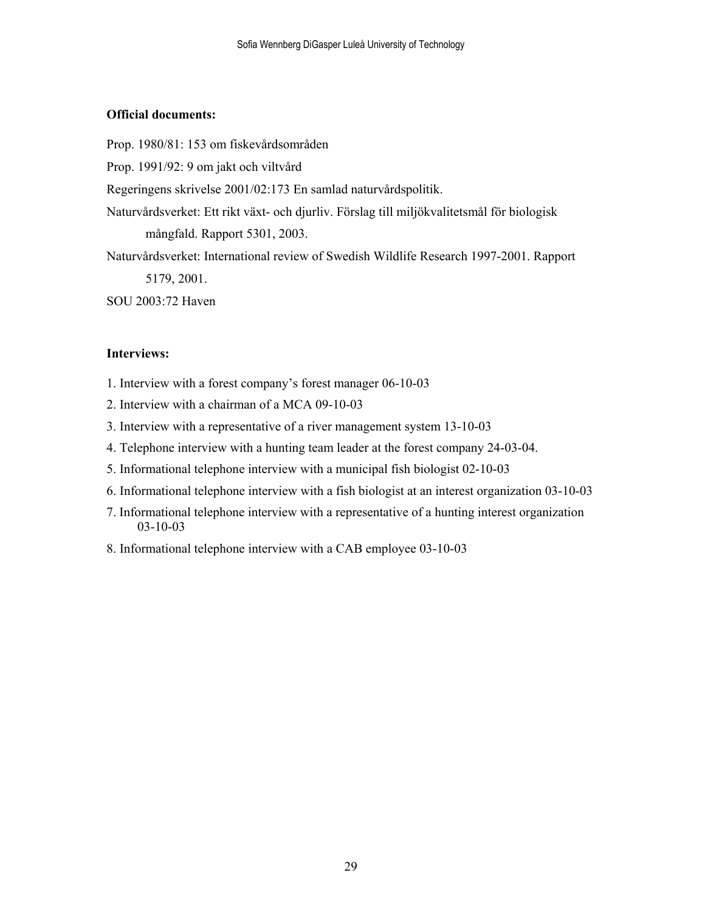**Official documents:**

Prop. 1980/81: 153 om fiskevårdsområden

Prop. 1991/92: 9 om jakt och viltvård

Regeringens skrivelse 2001/02:173 En samlad naturvårdspolitik.

Naturvårdsverket: Ett rikt växt- och djurliv. Förslag till miljökvalitetsmål för biologisk mångfald. Rapport 5301, 2003.

Naturvårdsverket: International review of Swedish Wildlife Research 1997-2001. Rapport 5179, 2001.

SOU 2003:72 Haven

**Interviews:**

1. Interview with a forest company's forest manager 06-10-03
2. Interview with a chairman of a MCA 09-10-03
3. Interview with a representative of a river management system 13-10-03
4. Telephone interview with a hunting team leader at the forest company 24-03-04.
5. Informational telephone interview with a municipal fish biologist 02-10-03
6. Informational telephone interview with a fish biologist at an interest organization 03-10-03
7. Informational telephone interview with a representative of a hunting interest organization 03-10-03
8. Informational telephone interview with a CAB employee 03-10-03